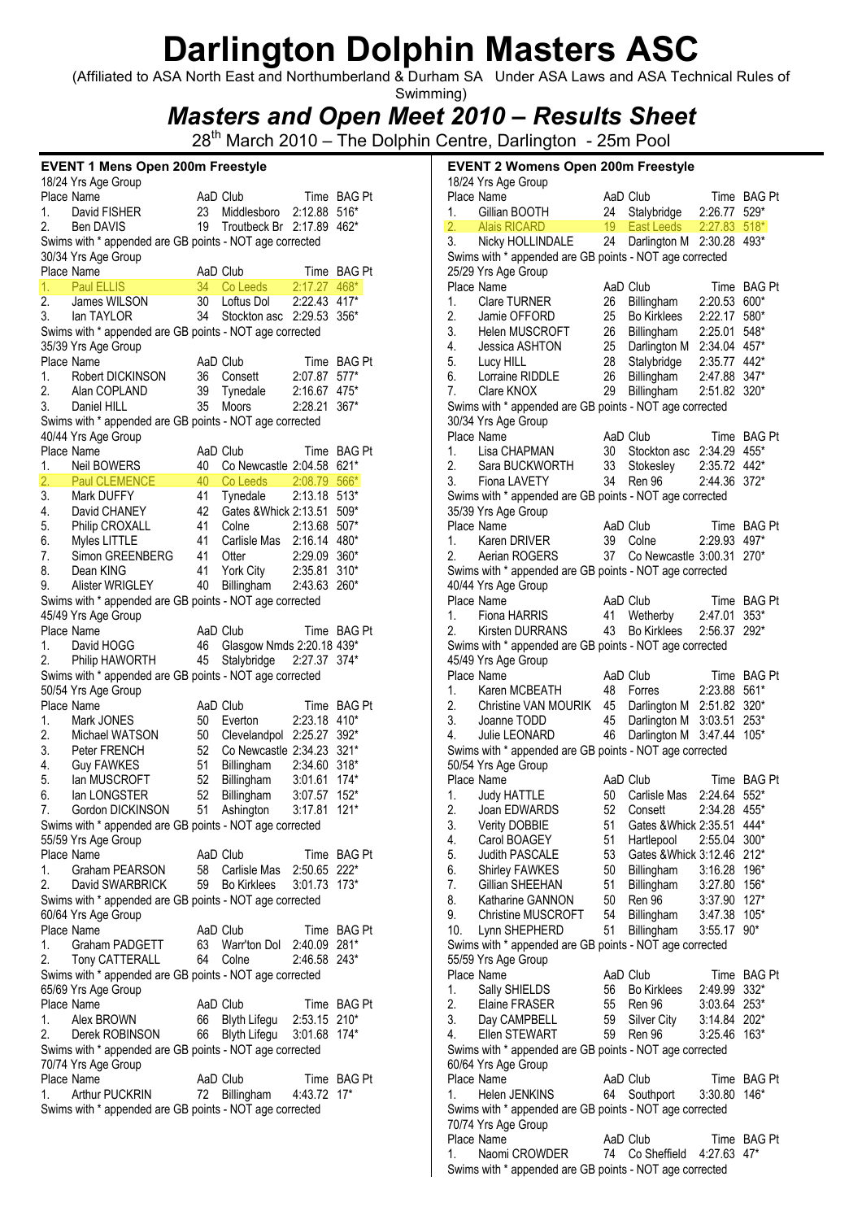# Darlington Dolphin Masters ASC

(Affiliated to ASA North East and Northumberland & Durham SA Under ASA Laws and ASA Technical Rules of Swimming)

## *Masters and Open Meet 2010 – Results Sheet*

28th March 2010 – The Dolphin Centre, Darlington - 25m Pool

### EVENT 1 Mens Open 200m Freestyle

18/24 Yrs Age Group

| Place | Name | AaD | Club | Time | BAG Pt |
|---|---|---|---|---|---|
| 1. | David FISHER | 23 | Middlesboro | 2:12.88 | 516* |
| 2. | Ben DAVIS | 19 | Troutbeck Br | 2:17.89 | 462* |

Swims with * appended are GB points - NOT age corrected

30/34 Yrs Age Group

| Place | Name | AaD | Club | Time | BAG Pt |
|---|---|---|---|---|---|
| 1. | Paul ELLIS | 34 | Co Leeds | 2:17.27 | 468* |
| 2. | James WILSON | 30 | Loftus Dol | 2:22.43 | 417* |
| 3. | Ian TAYLOR | 34 | Stockton asc | 2:29.53 | 356* |

Swims with * appended are GB points - NOT age corrected

35/39 Yrs Age Group

| Place | Name | AaD | Club | Time | BAG Pt |
|---|---|---|---|---|---|
| 1. | Robert DICKINSON | 36 | Consett | 2:07.87 | 577* |
| 2. | Alan COPLAND | 39 | Tynedale | 2:16.67 | 475* |
| 3. | Daniel HILL | 35 | Moors | 2:28.21 | 367* |

Swims with * appended are GB points - NOT age corrected

40/44 Yrs Age Group

| Place | Name | AaD | Club | Time | BAG Pt |
|---|---|---|---|---|---|
| 1. | Neil BOWERS | 40 | Co Newcastle | 2:04.58 | 621* |
| 2. | Paul CLEMENCE | 40 | Co Leeds | 2:08.79 | 566* |
| 3. | Mark DUFFY | 41 | Tynedale | 2:13.18 | 513* |
| 4. | David CHANEY | 42 | Gates &Whick | 2:13.51 | 509* |
| 5. | Philip CROXALL | 41 | Colne | 2:13.68 | 507* |
| 6. | Myles LITTLE | 41 | Carlisle Mas | 2:16.14 | 480* |
| 7. | Simon GREENBERG | 41 | Otter | 2:29.09 | 360* |
| 8. | Dean KING | 41 | York City | 2:35.81 | 310* |
| 9. | Alister WRIGLEY | 40 | Billingham | 2:43.63 | 260* |

Swims with * appended are GB points - NOT age corrected

45/49 Yrs Age Group

| Place | Name | AaD | Club | Time | BAG Pt |
|---|---|---|---|---|---|
| 1. | David HOGG | 46 | Glasgow Nmds | 2:20.18 | 439* |
| 2. | Philip HAWORTH | 45 | Stalybridge | 2:27.37 | 374* |

Swims with * appended are GB points - NOT age corrected

50/54 Yrs Age Group

| Place | Name | AaD | Club | Time | BAG Pt |
|---|---|---|---|---|---|
| 1. | Mark JONES | 50 | Everton | 2:23.18 | 410* |
| 2. | Michael WATSON | 50 | Clevelandpol | 2:25.27 | 392* |
| 3. | Peter FRENCH | 52 | Co Newcastle | 2:34.23 | 321* |
| 4. | Guy FAWKES | 51 | Billingham | 2:34.60 | 318* |
| 5. | Ian MUSCROFT | 52 | Billingham | 3:01.61 | 174* |
| 6. | Ian LONGSTER | 52 | Billingham | 3:07.57 | 152* |
| 7. | Gordon DICKINSON | 51 | Ashington | 3:17.81 | 121* |

Swims with * appended are GB points - NOT age corrected

55/59 Yrs Age Group

| Place | Name | AaD | Club | Time | BAG Pt |
|---|---|---|---|---|---|
| 1. | Graham PEARSON | 58 | Carlisle Mas | 2:50.65 | 222* |
| 2. | David SWARBRICK | 59 | Bo Kirklees | 3:01.73 | 173* |

Swims with * appended are GB points - NOT age corrected

60/64 Yrs Age Group

| Place | Name | AaD | Club | Time | BAG Pt |
|---|---|---|---|---|---|
| 1. | Graham PADGETT | 63 | Warr'ton Dol | 2:40.09 | 281* |
| 2. | Tony CATTERALL | 64 | Colne | 2:46.58 | 243* |

Swims with * appended are GB points - NOT age corrected

65/69 Yrs Age Group

| Place | Name | AaD | Club | Time | BAG Pt |
|---|---|---|---|---|---|
| 1. | Alex BROWN | 66 | Blyth Lifegu | 2:53.15 | 210* |
| 2. | Derek ROBINSON | 66 | Blyth Lifegu | 3:01.68 | 174* |

Swims with * appended are GB points - NOT age corrected

70/74 Yrs Age Group

| Place | Name | AaD | Club | Time | BAG Pt |
|---|---|---|---|---|---|
| 1. | Arthur PUCKRIN | 72 | Billingham | 4:43.72 | 17* |

Swims with * appended are GB points - NOT age corrected

### EVENT 2 Womens Open 200m Freestyle

18/24 Yrs Age Group

| Place | Name | AaD | Club | Time | BAG Pt |
|---|---|---|---|---|---|
| 1. | Gillian BOOTH | 24 | Stalybridge | 2:26.77 | 529* |
| 2. | Alais RICARD | 19 | East Leeds | 2:27.83 | 518* |
| 3. | Nicky HOLLINDALE | 24 | Darlington M | 2:30.28 | 493* |

Swims with * appended are GB points - NOT age corrected

25/29 Yrs Age Group

| Place | Name | AaD | Club | Time | BAG Pt |
|---|---|---|---|---|---|
| 1. | Clare TURNER | 26 | Billingham | 2:20.53 | 600* |
| 2. | Jamie OFFORD | 25 | Bo Kirklees | 2:22.17 | 580* |
| 3. | Helen MUSCROFT | 26 | Billingham | 2:25.01 | 548* |
| 4. | Jessica ASHTON | 25 | Darlington M | 2:34.04 | 457* |
| 5. | Lucy HILL | 28 | Stalybridge | 2:35.77 | 442* |
| 6. | Lorraine RIDDLE | 26 | Billingham | 2:47.88 | 347* |
| 7. | Clare KNOX | 29 | Billingham | 2:51.82 | 320* |

Swims with * appended are GB points - NOT age corrected

30/34 Yrs Age Group

| Place | Name | AaD | Club | Time | BAG Pt |
|---|---|---|---|---|---|
| 1. | Lisa CHAPMAN | 30 | Stockton asc | 2:34.29 | 455* |
| 2. | Sara BUCKWORTH | 33 | Stokesley | 2:35.72 | 442* |
| 3. | Fiona LAVETY | 34 | Ren 96 | 2:44.36 | 372* |

Swims with * appended are GB points - NOT age corrected

35/39 Yrs Age Group

| Place | Name | AaD | Club | Time | BAG Pt |
|---|---|---|---|---|---|
| 1. | Karen DRIVER | 39 | Colne | 2:29.93 | 497* |
| 2. | Aerian ROGERS | 37 | Co Newcastle | 3:00.31 | 270* |

Swims with * appended are GB points - NOT age corrected

40/44 Yrs Age Group

| Place | Name | AaD | Club | Time | BAG Pt |
|---|---|---|---|---|---|
| 1. | Fiona HARRIS | 41 | Wetherby | 2:47.01 | 353* |
| 2. | Kirsten DURRANS | 43 | Bo Kirklees | 2:56.37 | 292* |

Swims with * appended are GB points - NOT age corrected

45/49 Yrs Age Group

| Place | Name | AaD | Club | Time | BAG Pt |
|---|---|---|---|---|---|
| 1. | Karen MCBEATH | 48 | Forres | 2:23.88 | 561* |
| 2. | Christine VAN MOURIK | 45 | Darlington M | 2:51.82 | 320* |
| 3. | Joanne TODD | 45 | Darlington M | 3:03.51 | 253* |
| 4. | Julie LEONARD | 46 | Darlington M | 3:47.44 | 105* |

Swims with * appended are GB points - NOT age corrected

50/54 Yrs Age Group

| Place | Name | AaD | Club | Time | BAG Pt |
|---|---|---|---|---|---|
| 1. | Judy HATTLE | 50 | Carlisle Mas | 2:24.64 | 552* |
| 2. | Joan EDWARDS | 52 | Consett | 2:34.28 | 455* |
| 3. | Verity DOBBIE | 51 | Gates &Whick | 2:35.51 | 444* |
| 4. | Carol BOAGEY | 51 | Hartlepool | 2:55.04 | 300* |
| 5. | Judith PASCALE | 53 | Gates &Whick | 3:12.46 | 212* |
| 6. | Shirley FAWKES | 50 | Billingham | 3:16.28 | 196* |
| 7. | Gillian SHEEHAN | 51 | Billingham | 3:27.80 | 156* |
| 8. | Katharine GANNON | 50 | Ren 96 | 3:37.90 | 127* |
| 9. | Christine MUSCROFT | 54 | Billingham | 3:47.38 | 105* |
| 10. | Lynn SHEPHERD | 51 | Billingham | 3:55.17 | 90* |

Swims with * appended are GB points - NOT age corrected

55/59 Yrs Age Group

| Place | Name | AaD | Club | Time | BAG Pt |
|---|---|---|---|---|---|
| 1. | Sally SHIELDS | 56 | Bo Kirklees | 2:49.99 | 332* |
| 2. | Elaine FRASER | 55 | Ren 96 | 3:03.64 | 253* |
| 3. | Day CAMPBELL | 59 | Silver City | 3:14.84 | 202* |
| 4. | Ellen STEWART | 59 | Ren 96 | 3:25.46 | 163* |

Swims with * appended are GB points - NOT age corrected

60/64 Yrs Age Group

| Place | Name | AaD | Club | Time | BAG Pt |
|---|---|---|---|---|---|
| 1. | Helen JENKINS | 64 | Southport | 3:30.80 | 146* |

Swims with * appended are GB points - NOT age corrected

70/74 Yrs Age Group

| Place | Name | AaD | Club | Time | BAG Pt |
|---|---|---|---|---|---|
| 1. | Naomi CROWDER | 74 | Co Sheffield | 4:27.63 | 47* |

Swims with * appended are GB points - NOT age corrected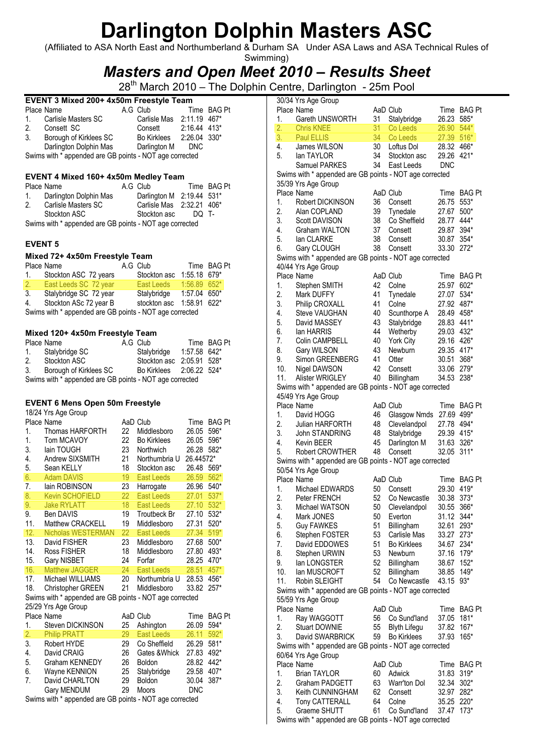# Darlington Dolphin Masters ASC

(Affiliated to ASA North East and Northumberland & Durham SA Under ASA Laws and ASA Technical Rules of Swimming)

## *Masters and Open Meet 2010 – Results Sheet*

28th March 2010 – The Dolphin Centre, Darlington - 25m Pool

### EVENT 3 Mixed 200+ 4x50m Freestyle Team

| Place | Name | A.G | Club | Time | BAG Pt |
|---|---|---|---|---|---|
| 1. | Carlisle Masters SC | | Carlisle Mas | 2:11.19 | 467* |
| 2. | Consett SC | | Consett | 2:16.44 | 413* |
| 3. | Borough of Kirklees SC | | Bo Kirklees | 2:26.04 | 330* |
| | Darlington Dolphin Mas | | Darlington M | DNC | |

Swims with * appended are GB points - NOT age corrected

### EVENT 4 Mixed 160+ 4x50m Medley Team

| Place | Name | A.G | Club | Time | BAG Pt |
|---|---|---|---|---|---|
| 1. | Darlington Dolphin Mas | | Darlington M | 2:19.44 | 531* |
| 2. | Carlisle Masters SC | | Carlisle Mas | 2:32.21 | 406* |
| | Stockton ASC | | Stockton asc | DQ | T- |

Swims with * appended are GB points - NOT age corrected

### EVENT 5

#### Mixed 72+ 4x50m Freestyle Team

| Place | Name | A.G | Club | Time | BAG Pt |
|---|---|---|---|---|---|
| 1. | Stockton ASC 72 years | | Stockton asc | 1:55.18 | 679* |
| 2. | East Leeds SC 72 year | | East Leeds | 1:56.89 | 652* |
| 3. | Stalybridge SC 72 year | | Stalybridge | 1:57.04 | 650* |
| 4. | Stockton ASc 72 year B | | stockton asc | 1:58.91 | 622* |

Swims with * appended are GB points - NOT age corrected

#### Mixed 120+ 4x50m Freestyle Team

| Place | Name | A.G | Club | Time | BAG Pt |
|---|---|---|---|---|---|
| 1. | Stalybridge SC | | Stalybridge | 1:57.58 | 642* |
| 2. | Stockton ASC | | Stockton asc | 2:05.91 | 528* |
| 3. | Borough of Kirklees SC | | Bo Kirklees | 2:06.22 | 524* |

Swims with * appended are GB points - NOT age corrected

### EVENT 6 Mens Open 50m Freestyle

18/24 Yrs Age Group

| Place | Name | AaD | Club | Time | BAG Pt |
|---|---|---|---|---|---|
| 1. | Thomas HARFORTH | 22 | Middlesboro | 26.05 | 596* |
| 1. | Tom MCAVOY | 22 | Bo Kirklees | 26.05 | 596* |
| 3. | Iain TOUGH | 23 | Northwich | 26.28 | 582* |
| 4. | Andrew SIXSMITH | 21 | Northumbria U | 26.44572* | |
| 5. | Sean KELLY | 18 | Stockton asc | 26.48 | 569* |
| 6. | Adam DAVIS | 19 | East Leeds | 26.59 | 562* |
| 7. | Iain ROBINSON | 23 | Harrogate | 26.96 | 540* |
| 8. | Kevin SCHOFIELD | 22 | East Leeds | 27.01 | 537* |
| 9. | Jake RYLATT | 18 | East Leeds | 27.10 | 532* |
| 9. | Ben DAVIS | 19 | Troutbeck Br | 27.10 | 532* |
| 11. | Matthew CRACKELL | 19 | Middlesboro | 27.31 | 520* |
| 12. | Nicholas WESTERMAN | 22 | East Leeds | 27.34 | 519* |
| 13. | David FISHER | 23 | Middlesboro | 27.68 | 500* |
| 14. | Ross FISHER | 18 | Middlesboro | 27.80 | 493* |
| 15. | Gary NISBET | 24 | Forfar | 28.25 | 470* |
| 16. | Matthew JAGGER | 24 | East Leeds | 28.51 | 457* |
| 17. | Michael WILLIAMS | 20 | Northumbria U | 28.53 | 456* |
| 18. | Christopher GREEN | 21 | Middlesboro | 33.82 | 257* |

Swims with * appended are GB points - NOT age corrected

25/29 Yrs Age Group

| Place | Name | AaD | Club | Time | BAG Pt |
|---|---|---|---|---|---|
| 1. | Steven DICKINSON | 25 | Ashington | 26.09 | 594* |
| 2. | Philip PRATT | 29 | East Leeds | 26.11 | 592* |
| 3. | Robert HYDE | 29 | Co Sheffield | 26.29 | 581* |
| 4. | David CRAIG | 26 | Gates &Whick | 27.83 | 492* |
| 5. | Graham KENNEDY | 26 | Boldon | 28.82 | 442* |
| 6. | Wayne KENNION | 25 | Stalybridge | 29.58 | 407* |
| 7. | David CHARLTON | 29 | Boldon | 30.04 | 387* |
| | Gary MENDUM | 29 | Moors | DNC | |

Swims with * appended are GB points - NOT age corrected

30/34 Yrs Age Group

| Place | Name | AaD | Club | Time | BAG Pt |
|---|---|---|---|---|---|
| 1. | Gareth UNSWORTH | 31 | Stalybridge | 26.23 | 585* |
| 2. | Chris KNEE | 31 | Co Leeds | 26.90 | 544* |
| 3. | Paul ELLIS | 34 | Co Leeds | 27.39 | 516* |
| 4. | James WILSON | 30 | Loftus Dol | 28.32 | 466* |
| 5. | Ian TAYLOR | 34 | Stockton asc | 29.26 | 421* |
| | Samuel PARKES | 34 | East Leeds | DNC | |

Swims with * appended are GB points - NOT age corrected

35/39 Yrs Age Group

| Place | Name | AaD | Club | Time | BAG Pt |
|---|---|---|---|---|---|
| 1. | Robert DICKINSON | 36 | Consett | 26.75 | 553* |
| 2. | Alan COPLAND | 39 | Tynedale | 27.67 | 500* |
| 3. | Scott DAVISON | 38 | Co Sheffield | 28.77 | 444* |
| 4. | Graham WALTON | 37 | Consett | 29.87 | 394* |
| 5. | Ian CLARKE | 38 | Consett | 30.87 | 354* |
| 6. | Gary CLOUGH | 38 | Consett | 33.30 | 272* |

Swims with * appended are GB points - NOT age corrected

40/44 Yrs Age Group

| Place | Name | AaD | Club | Time | BAG Pt |
|---|---|---|---|---|---|
| 1. | Stephen SMITH | 42 | Colne | 25.97 | 602* |
| 2. | Mark DUFFY | 41 | Tynedale | 27.07 | 534* |
| 3. | Philip CROXALL | 41 | Colne | 27.92 | 487* |
| 4. | Steve VAUGHAN | 40 | Scunthorpe A | 28.49 | 458* |
| 5. | David MASSEY | 43 | Stalybridge | 28.83 | 441* |
| 6. | Ian HARRIS | 44 | Wetherby | 29.03 | 432* |
| 7. | Colin CAMPBELL | 40 | York City | 29.16 | 426* |
| 8. | Gary WILSON | 43 | Newburn | 29.35 | 417* |
| 9. | Simon GREENBERG | 41 | Otter | 30.51 | 368* |
| 10. | Nigel DAWSON | 42 | Consett | 33.06 | 279* |
| 11. | Alister WRIGLEY | 40 | Billingham | 34.53 | 238* |

Swims with * appended are GB points - NOT age corrected

45/49 Yrs Age Group

| Place | Name | AaD | Club | Time | BAG Pt |
|---|---|---|---|---|---|
| 1. | David HOGG | 46 | Glasgow Nmds | 27.69 | 499* |
| 2. | Julian HARFORTH | 48 | Clevelandpol | 27.78 | 494* |
| 3. | John STANDRING | 48 | Stalybridge | 29.39 | 415* |
| 4. | Kevin BEER | 45 | Darlington M | 31.63 | 326* |
| 5. | Robert CROWTHER | 48 | Consett | 32.05 | 311* |

Swims with * appended are GB points - NOT age corrected

50/54 Yrs Age Group

| Place | Name | AaD | Club | Time | BAG Pt |
|---|---|---|---|---|---|
| 1. | Michael EDWARDS | 50 | Consett | 29.30 | 419* |
| 2. | Peter FRENCH | 52 | Co Newcastle | 30.38 | 373* |
| 3. | Michael WATSON | 50 | Clevelandpol | 30.55 | 366* |
| 4. | Mark JONES | 50 | Everton | 31.12 | 344* |
| 5. | Guy FAWKES | 51 | Billingham | 32.61 | 293* |
| 6. | Stephen FOSTER | 53 | Carlisle Mas | 33.27 | 273* |
| 7. | David EDDOWES | 51 | Bo Kirklees | 34.67 | 234* |
| 8. | Stephen URWIN | 53 | Newburn | 37.16 | 179* |
| 9. | Ian LONGSTER | 52 | Billingham | 38.67 | 152* |
| 10. | Ian MUSCROFT | 52 | Billingham | 38.85 | 149* |
| 11. | Robin SLEIGHT | 54 | Co Newcastle | 43.15 | 93* |

Swims with * appended are GB points - NOT age corrected

55/59 Yrs Age Group

| Place | Name | AaD | Club | Time | BAG Pt |
|---|---|---|---|---|---|
| 1. | Ray WAGGOTT | 56 | Co Sund'land | 37.05 | 181* |
| 2. | Stuart DOWNIE | 55 | Blyth Lifegu | 37.82 | 167* |
| 3. | David SWARBRICK | 59 | Bo Kirklees | 37.93 | 165* |

Swims with * appended are GB points - NOT age corrected

60/64 Yrs Age Group

| Place | Name | AaD | Club | Time | BAG Pt |
|---|---|---|---|---|---|
| 1. | Brian TAYLOR | 60 | Adwick | 31.83 | 319* |
| 2. | Graham PADGETT | 63 | Warr'ton Dol | 32.34 | 302* |
| 3. | Keith CUNNINGHAM | 62 | Consett | 32.97 | 282* |
| 4. | Tony CATTERALL | 64 | Colne | 35.25 | 220* |
| 5. | Graeme SHUTT | 61 | Co Sund'land | 37.47 | 173* |

Swims with * appended are GB points - NOT age corrected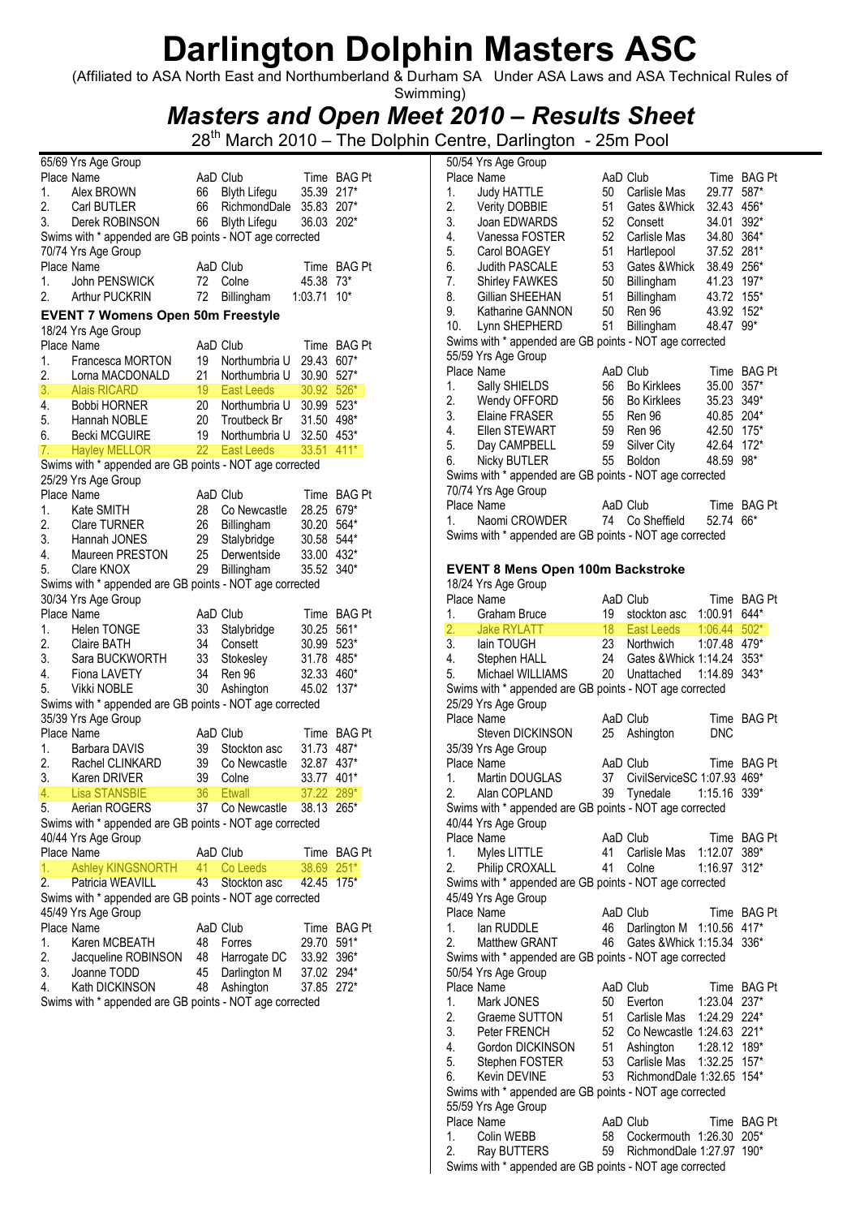# Darlington Dolphin Masters ASC

(Affiliated to ASA North East and Northumberland & Durham SA Under ASA Laws and ASA Technical Rules of Swimming)

## *Masters and Open Meet 2010 – Results Sheet*

28th March 2010 – The Dolphin Centre, Darlington - 25m Pool

65/69 Yrs Age Group

| Place | Name | AaD | Club | Time | BAG Pt |
|---|---|---|---|---|---|
| 1. | Alex BROWN | 66 | Blyth Lifegu | 35.39 | 217* |
| 2. | Carl BUTLER | 66 | RichmondDale | 35.83 | 207* |
| 3. | Derek ROBINSON | 66 | Blyth Lifegu | 36.03 | 202* |

Swims with * appended are GB points - NOT age corrected

70/74 Yrs Age Group

| Place | Name | AaD | Club | Time | BAG Pt |
|---|---|---|---|---|---|
| 1. | John PENSWICK | 72 | Colne | 45.38 | 73* |
| 2. | Arthur PUCKRIN | 72 | Billingham | 1:03.71 | 10* |

### EVENT 7 Womens Open 50m Freestyle

18/24 Yrs Age Group

| Place | Name | AaD | Club | Time | BAG Pt |
|---|---|---|---|---|---|
| 1. | Francesca MORTON | 19 | Northumbria U | 29.43 | 607* |
| 2. | Lorna MACDONALD | 21 | Northumbria U | 30.90 | 527* |
| 3. | Alais RICARD | 19 | East Leeds | 30.92 | 526* |
| 4. | Bobbi HORNER | 20 | Northumbria U | 30.99 | 523* |
| 5. | Hannah NOBLE | 20 | Troutbeck Br | 31.50 | 498* |
| 6. | Becki MCGUIRE | 19 | Northumbria U | 32.50 | 453* |
| 7. | Hayley MELLOR | 22 | East Leeds | 33.51 | 411* |

Swims with * appended are GB points - NOT age corrected

25/29 Yrs Age Group

| Place | Name | AaD | Club | Time | BAG Pt |
|---|---|---|---|---|---|
| 1. | Kate SMITH | 28 | Co Newcastle | 28.25 | 679* |
| 2. | Clare TURNER | 26 | Billingham | 30.20 | 564* |
| 3. | Hannah JONES | 29 | Stalybridge | 30.58 | 544* |
| 4. | Maureen PRESTON | 25 | Derwentside | 33.00 | 432* |
| 5. | Clare KNOX | 29 | Billingham | 35.52 | 340* |

Swims with * appended are GB points - NOT age corrected

30/34 Yrs Age Group

| Place | Name | AaD | Club | Time | BAG Pt |
|---|---|---|---|---|---|
| 1. | Helen TONGE | 33 | Stalybridge | 30.25 | 561* |
| 2. | Claire BATH | 34 | Consett | 30.99 | 523* |
| 3. | Sara BUCKWORTH | 33 | Stokesley | 31.78 | 485* |
| 4. | Fiona LAVETY | 34 | Ren 96 | 32.33 | 460* |
| 5. | Vikki NOBLE | 30 | Ashington | 45.02 | 137* |

Swims with * appended are GB points - NOT age corrected

35/39 Yrs Age Group

| Place | Name | AaD | Club | Time | BAG Pt |
|---|---|---|---|---|---|
| 1. | Barbara DAVIS | 39 | Stockton asc | 31.73 | 487* |
| 2. | Rachel CLINKARD | 39 | Co Newcastle | 32.87 | 437* |
| 3. | Karen DRIVER | 39 | Colne | 33.77 | 401* |
| 4. | Lisa STANSBIE | 36 | Etwall | 37.22 | 289* |
| 5. | Aerian ROGERS | 37 | Co Newcastle | 38.13 | 265* |

Swims with * appended are GB points - NOT age corrected

40/44 Yrs Age Group

| Place | Name | AaD | Club | Time | BAG Pt |
|---|---|---|---|---|---|
| 1. | Ashley KINGSNORTH | 41 | Co Leeds | 38.69 | 251* |
| 2. | Patricia WEAVILL | 43 | Stockton asc | 42.45 | 175* |

Swims with * appended are GB points - NOT age corrected

45/49 Yrs Age Group

| Place | Name | AaD | Club | Time | BAG Pt |
|---|---|---|---|---|---|
| 1. | Karen MCBEATH | 48 | Forres | 29.70 | 591* |
| 2. | Jacqueline ROBINSON | 48 | Harrogate DC | 33.92 | 396* |
| 3. | Joanne TODD | 45 | Darlington M | 37.02 | 294* |
| 4. | Kath DICKINSON | 48 | Ashington | 37.85 | 272* |

Swims with * appended are GB points - NOT age corrected

50/54 Yrs Age Group

| Place | Name | AaD | Club | Time | BAG Pt |
|---|---|---|---|---|---|
| 1. | Judy HATTLE | 50 | Carlisle Mas | 29.77 | 587* |
| 2. | Verity DOBBIE | 51 | Gates &Whick | 32.43 | 456* |
| 3. | Joan EDWARDS | 52 | Consett | 34.01 | 392* |
| 4. | Vanessa FOSTER | 52 | Carlisle Mas | 34.80 | 364* |
| 5. | Carol BOAGEY | 51 | Hartlepool | 37.52 | 281* |
| 6. | Judith PASCALE | 53 | Gates &Whick | 38.49 | 256* |
| 7. | Shirley FAWKES | 50 | Billingham | 41.23 | 197* |
| 8. | Gillian SHEEHAN | 51 | Billingham | 43.72 | 155* |
| 9. | Katharine GANNON | 50 | Ren 96 | 43.92 | 152* |
| 10. | Lynn SHEPHERD | 51 | Billingham | 48.47 | 99* |

Swims with * appended are GB points - NOT age corrected

55/59 Yrs Age Group

| Place | Name | AaD | Club | Time | BAG Pt |
|---|---|---|---|---|---|
| 1. | Sally SHIELDS | 56 | Bo Kirklees | 35.00 | 357* |
| 2. | Wendy OFFORD | 56 | Bo Kirklees | 35.23 | 349* |
| 3. | Elaine FRASER | 55 | Ren 96 | 40.85 | 204* |
| 4. | Ellen STEWART | 59 | Ren 96 | 42.50 | 175* |
| 5. | Day CAMPBELL | 59 | Silver City | 42.64 | 172* |
| 6. | Nicky BUTLER | 55 | Boldon | 48.59 | 98* |

Swims with * appended are GB points - NOT age corrected

70/74 Yrs Age Group

| Place | Name | AaD | Club | Time | BAG Pt |
|---|---|---|---|---|---|
| 1. | Naomi CROWDER | 74 | Co Sheffield | 52.74 | 66* |

Swims with * appended are GB points - NOT age corrected

### EVENT 8 Mens Open 100m Backstroke

18/24 Yrs Age Group

| Place | Name | AaD | Club | Time | BAG Pt |
|---|---|---|---|---|---|
| 1. | Graham Bruce | 19 | stockton asc | 1:00.91 | 644* |
| 2. | Jake RYLATT | 18 | East Leeds | 1:06.44 | 502* |
| 3. | Iain TOUGH | 23 | Northwich | 1:07.48 | 479* |
| 4. | Stephen HALL | 24 | Gates &Whick | 1:14.24 | 353* |
| 5. | Michael WILLIAMS | 20 | Unattached | 1:14.89 | 343* |

Swims with * appended are GB points - NOT age corrected

25/29 Yrs Age Group

| Place | Name | AaD | Club | Time | BAG Pt |
|---|---|---|---|---|---|
| | Steven DICKINSON | 25 | Ashington | DNC | |

35/39 Yrs Age Group

| Place | Name | AaD | Club | Time | BAG Pt |
|---|---|---|---|---|---|
| 1. | Martin DOUGLAS | 37 | CivilServiceSC | 1:07.93 | 469* |
| 2. | Alan COPLAND | 39 | Tynedale | 1:15.16 | 339* |

Swims with * appended are GB points - NOT age corrected

40/44 Yrs Age Group

| Place | Name | AaD | Club | Time | BAG Pt |
|---|---|---|---|---|---|
| 1. | Myles LITTLE | 41 | Carlisle Mas | 1:12.07 | 389* |
| 2. | Philip CROXALL | 41 | Colne | 1:16.97 | 312* |

Swims with * appended are GB points - NOT age corrected

45/49 Yrs Age Group

| Place | Name | AaD | Club | Time | BAG Pt |
|---|---|---|---|---|---|
| 1. | Ian RUDDLE | 46 | Darlington M | 1:10.56 | 417* |
| 2. | Matthew GRANT | 46 | Gates &Whick | 1:15.34 | 336* |

Swims with * appended are GB points - NOT age corrected

50/54 Yrs Age Group

| Place | Name | AaD | Club | Time | BAG Pt |
|---|---|---|---|---|---|
| 1. | Mark JONES | 50 | Everton | 1:23.04 | 237* |
| 2. | Graeme SUTTON | 51 | Carlisle Mas | 1:24.29 | 224* |
| 3. | Peter FRENCH | 52 | Co Newcastle | 1:24.63 | 221* |
| 4. | Gordon DICKINSON | 51 | Ashington | 1:28.12 | 189* |
| 5. | Stephen FOSTER | 53 | Carlisle Mas | 1:32.25 | 157* |
| 6. | Kevin DEVINE | 53 | RichmondDale | 1:32.65 | 154* |

Swims with * appended are GB points - NOT age corrected

55/59 Yrs Age Group

| Place | Name | AaD | Club | Time | BAG Pt |
|---|---|---|---|---|---|
| 1. | Colin WEBB | 58 | Cockermouth | 1:26.30 | 205* |
| 2. | Ray BUTTERS | 59 | RichmondDale | 1:27.97 | 190* |

Swims with * appended are GB points - NOT age corrected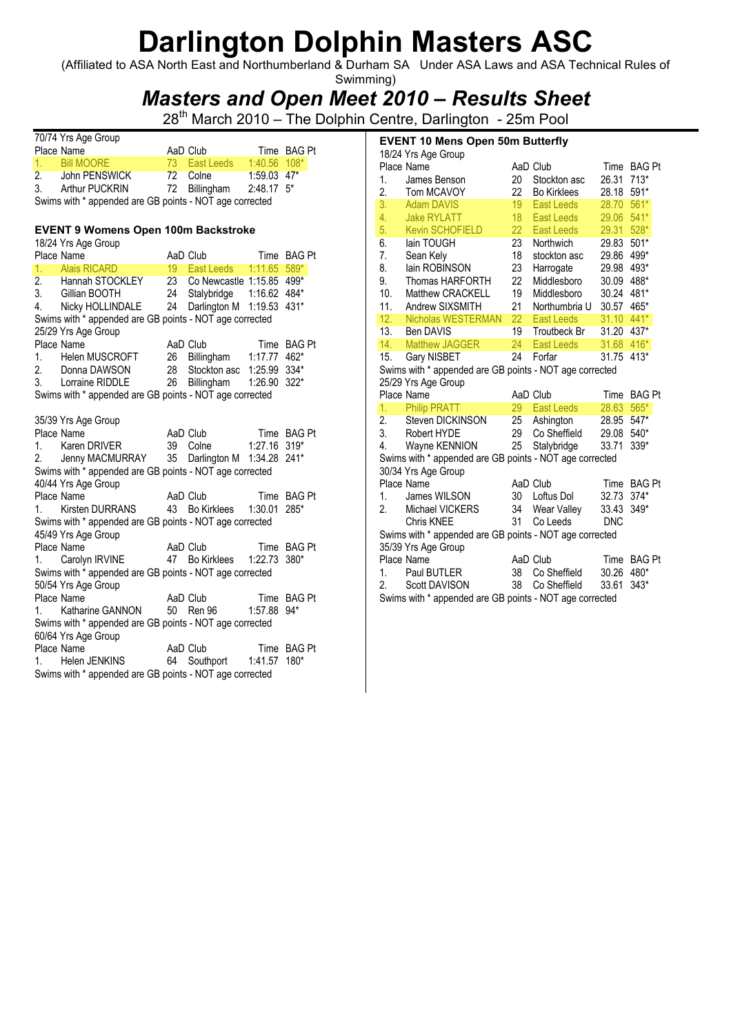# Darlington Dolphin Masters ASC

(Affiliated to ASA North East and Northumberland & Durham SA Under ASA Laws and ASA Technical Rules of Swimming)

## *Masters and Open Meet 2010 – Results Sheet*

28th March 2010 – The Dolphin Centre, Darlington - 25m Pool

70/74 Yrs Age Group

| Place | Name | AaD | Club | Time | BAG Pt |
|---|---|---|---|---|---|
| 1. | Bill MOORE | 73 | East Leeds | 1:40.56 | 108* |
| 2. | John PENSWICK | 72 | Colne | 1:59.03 | 47* |
| 3. | Arthur PUCKRIN | 72 | Billingham | 2:48.17 | 5* |

Swims with * appended are GB points - NOT age corrected

### EVENT 9 Womens Open 100m Backstroke

18/24 Yrs Age Group

| Place | Name | AaD | Club | Time | BAG Pt |
|---|---|---|---|---|---|
| 1. | Alais RICARD | 19 | East Leeds | 1:11.65 | 589* |
| 2. | Hannah STOCKLEY | 23 | Co Newcastle | 1:15.85 | 499* |
| 3. | Gillian BOOTH | 24 | Stalybridge | 1:16.62 | 484* |
| 4. | Nicky HOLLINDALE | 24 | Darlington M | 1:19.53 | 431* |

Swims with * appended are GB points - NOT age corrected

25/29 Yrs Age Group

| Place | Name | AaD | Club | Time | BAG Pt |
|---|---|---|---|---|---|
| 1. | Helen MUSCROFT | 26 | Billingham | 1:17.77 | 462* |
| 2. | Donna DAWSON | 28 | Stockton asc | 1:25.99 | 334* |
| 3. | Lorraine RIDDLE | 26 | Billingham | 1:26.90 | 322* |

Swims with * appended are GB points - NOT age corrected

35/39 Yrs Age Group

| Place | Name | AaD | Club | Time | BAG Pt |
|---|---|---|---|---|---|
| 1. | Karen DRIVER | 39 | Colne | 1:27.16 | 319* |
| 2. | Jenny MACMURRAY | 35 | Darlington M | 1:34.28 | 241* |

Swims with * appended are GB points - NOT age corrected

40/44 Yrs Age Group

| Place | Name | AaD | Club | Time | BAG Pt |
|---|---|---|---|---|---|
| 1. | Kirsten DURRANS | 43 | Bo Kirklees | 1:30.01 | 285* |

Swims with * appended are GB points - NOT age corrected

45/49 Yrs Age Group

| Place | Name | AaD | Club | Time | BAG Pt |
|---|---|---|---|---|---|
| 1. | Carolyn IRVINE | 47 | Bo Kirklees | 1:22.73 | 380* |

Swims with * appended are GB points - NOT age corrected

50/54 Yrs Age Group

| Place | Name | AaD | Club | Time | BAG Pt |
|---|---|---|---|---|---|
| 1. | Katharine GANNON | 50 | Ren 96 | 1:57.88 | 94* |

Swims with * appended are GB points - NOT age corrected

60/64 Yrs Age Group

| Place | Name | AaD | Club | Time | BAG Pt |
|---|---|---|---|---|---|
| 1. | Helen JENKINS | 64 | Southport | 1:41.57 | 180* |

Swims with * appended are GB points - NOT age corrected

### EVENT 10 Mens Open 50m Butterfly

18/24 Yrs Age Group

| Place | Name | AaD | Club | Time | BAG Pt |
|---|---|---|---|---|---|
| 1. | James Benson | 20 | Stockton asc | 26.31 | 713* |
| 2. | Tom MCAVOY | 22 | Bo Kirklees | 28.18 | 591* |
| 3. | Adam DAVIS | 19 | East Leeds | 28.70 | 561* |
| 4. | Jake RYLATT | 18 | East Leeds | 29.06 | 541* |
| 5. | Kevin SCHOFIELD | 22 | East Leeds | 29.31 | 528* |
| 6. | Iain TOUGH | 23 | Northwich | 29.83 | 501* |
| 7. | Sean Kely | 18 | stockton asc | 29.86 | 499* |
| 8. | Iain ROBINSON | 23 | Harrogate | 29.98 | 493* |
| 9. | Thomas HARFORTH | 22 | Middlesboro | 30.09 | 488* |
| 10. | Matthew CRACKELL | 19 | Middlesboro | 30.24 | 481* |
| 11. | Andrew SIXSMITH | 21 | Northumbria U | 30.57 | 465* |
| 12. | Nicholas WESTERMAN | 22 | East Leeds | 31.10 | 441* |
| 13. | Ben DAVIS | 19 | Troutbeck Br | 31.20 | 437* |
| 14. | Matthew JAGGER | 24 | East Leeds | 31.68 | 416* |
| 15. | Gary NISBET | 24 | Forfar | 31.75 | 413* |

Swims with * appended are GB points - NOT age corrected

25/29 Yrs Age Group

| Place | Name | AaD | Club | Time | BAG Pt |
|---|---|---|---|---|---|
| 1. | Philip PRATT | 29 | East Leeds | 28.63 | 565* |
| 2. | Steven DICKINSON | 25 | Ashington | 28.95 | 547* |
| 3. | Robert HYDE | 29 | Co Sheffield | 29.08 | 540* |
| 4. | Wayne KENNION | 25 | Stalybridge | 33.71 | 339* |

Swims with * appended are GB points - NOT age corrected

30/34 Yrs Age Group

| Place | Name | AaD | Club | Time | BAG Pt |
|---|---|---|---|---|---|
| 1. | James WILSON | 30 | Loftus Dol | 32.73 | 374* |
| 2. | Michael VICKERS | 34 | Wear Valley | 33.43 | 349* |
| | Chris KNEE | 31 | Co Leeds | DNC | |

Swims with * appended are GB points - NOT age corrected

35/39 Yrs Age Group

| Place | Name | AaD | Club | Time | BAG Pt |
|---|---|---|---|---|---|
| 1. | Paul BUTLER | 38 | Co Sheffield | 30.26 | 480* |
| 2. | Scott DAVISON | 38 | Co Sheffield | 33.61 | 343* |

Swims with * appended are GB points - NOT age corrected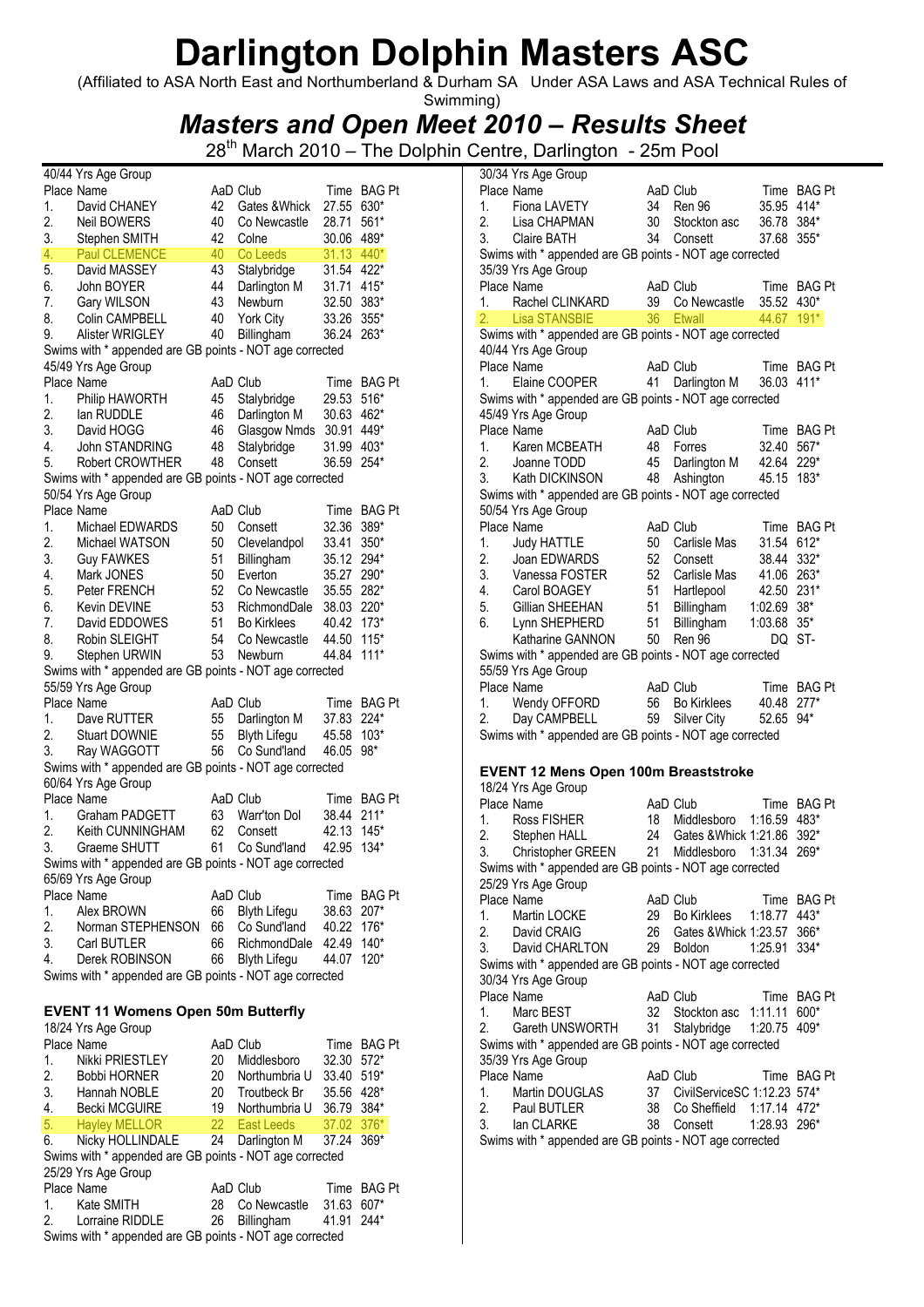# Darlington Dolphin Masters ASC

(Affiliated to ASA North East and Northumberland & Durham SA Under ASA Laws and ASA Technical Rules of Swimming)

## *Masters and Open Meet 2010 – Results Sheet*

28th March 2010 – The Dolphin Centre, Darlington - 25m Pool

40/44 Yrs Age Group

| Place | Name | AaD | Club | Time | BAG Pt |
|---|---|---|---|---|---|
| 1. | David CHANEY | 42 | Gates &Whick | 27.55 | 630* |
| 2. | Neil BOWERS | 40 | Co Newcastle | 28.71 | 561* |
| 3. | Stephen SMITH | 42 | Colne | 30.06 | 489* |
| 4. | Paul CLEMENCE | 40 | Co Leeds | 31.13 | 440* |
| 5. | David MASSEY | 43 | Stalybridge | 31.54 | 422* |
| 6. | John BOYER | 44 | Darlington M | 31.71 | 415* |
| 7. | Gary WILSON | 43 | Newburn | 32.50 | 383* |
| 8. | Colin CAMPBELL | 40 | York City | 33.26 | 355* |
| 9. | Alister WRIGLEY | 40 | Billingham | 36.24 | 263* |

Swims with * appended are GB points - NOT age corrected

45/49 Yrs Age Group

| Place | Name | AaD | Club | Time | BAG Pt |
|---|---|---|---|---|---|
| 1. | Philip HAWORTH | 45 | Stalybridge | 29.53 | 516* |
| 2. | Ian RUDDLE | 46 | Darlington M | 30.63 | 462* |
| 3. | David HOGG | 46 | Glasgow Nmds | 30.91 | 449* |
| 4. | John STANDRING | 48 | Stalybridge | 31.99 | 403* |
| 5. | Robert CROWTHER | 48 | Consett | 36.59 | 254* |

Swims with * appended are GB points - NOT age corrected

50/54 Yrs Age Group

| Place | Name | AaD | Club | Time | BAG Pt |
|---|---|---|---|---|---|
| 1. | Michael EDWARDS | 50 | Consett | 32.36 | 389* |
| 2. | Michael WATSON | 50 | Clevelandpol | 33.41 | 350* |
| 3. | Guy FAWKES | 51 | Billingham | 35.12 | 294* |
| 4. | Mark JONES | 50 | Everton | 35.27 | 290* |
| 5. | Peter FRENCH | 52 | Co Newcastle | 35.55 | 282* |
| 6. | Kevin DEVINE | 53 | RichmondDale | 38.03 | 220* |
| 7. | David EDDOWES | 51 | Bo Kirklees | 40.42 | 173* |
| 8. | Robin SLEIGHT | 54 | Co Newcastle | 44.50 | 115* |
| 9. | Stephen URWIN | 53 | Newburn | 44.84 | 111* |

Swims with * appended are GB points - NOT age corrected

55/59 Yrs Age Group

| Place | Name | AaD | Club | Time | BAG Pt |
|---|---|---|---|---|---|
| 1. | Dave RUTTER | 55 | Darlington M | 37.83 | 224* |
| 2. | Stuart DOWNIE | 55 | Blyth Lifegu | 45.58 | 103* |
| 3. | Ray WAGGOTT | 56 | Co Sund'land | 46.05 | 98* |

Swims with * appended are GB points - NOT age corrected

60/64 Yrs Age Group

| Place | Name | AaD | Club | Time | BAG Pt |
|---|---|---|---|---|---|
| 1. | Graham PADGETT | 63 | Warr'ton Dol | 38.44 | 211* |
| 2. | Keith CUNNINGHAM | 62 | Consett | 42.13 | 145* |
| 3. | Graeme SHUTT | 61 | Co Sund'land | 42.95 | 134* |

Swims with * appended are GB points - NOT age corrected

65/69 Yrs Age Group

| Place | Name | AaD | Club | Time | BAG Pt |
|---|---|---|---|---|---|
| 1. | Alex BROWN | 66 | Blyth Lifegu | 38.63 | 207* |
| 2. | Norman STEPHENSON | 66 | Co Sund'land | 40.22 | 176* |
| 3. | Carl BUTLER | 66 | RichmondDale | 42.49 | 140* |
| 4. | Derek ROBINSON | 66 | Blyth Lifegu | 44.07 | 120* |

Swims with * appended are GB points - NOT age corrected

### EVENT 11 Womens Open 50m Butterfly

18/24 Yrs Age Group

| Place | Name | AaD | Club | Time | BAG Pt |
|---|---|---|---|---|---|
| 1. | Nikki PRIESTLEY | 20 | Middlesboro | 32.30 | 572* |
| 2. | Bobbi HORNER | 20 | Northumbria U | 33.40 | 519* |
| 3. | Hannah NOBLE | 20 | Troutbeck Br | 35.56 | 428* |
| 4. | Becki MCGUIRE | 19 | Northumbria U | 36.79 | 384* |
| 5. | Hayley MELLOR | 22 | East Leeds | 37.02 | 376* |
| 6. | Nicky HOLLINDALE | 24 | Darlington M | 37.24 | 369* |

Swims with * appended are GB points - NOT age corrected

25/29 Yrs Age Group

| Place | Name | AaD | Club | Time | BAG Pt |
|---|---|---|---|---|---|
| 1. | Kate SMITH | 28 | Co Newcastle | 31.63 | 607* |
| 2. | Lorraine RIDDLE | 26 | Billingham | 41.91 | 244* |

Swims with * appended are GB points - NOT age corrected

30/34 Yrs Age Group

| Place | Name | AaD | Club | Time | BAG Pt |
|---|---|---|---|---|---|
| 1. | Fiona LAVETY | 34 | Ren 96 | 35.95 | 414* |
| 2. | Lisa CHAPMAN | 30 | Stockton asc | 36.78 | 384* |
| 3. | Claire BATH | 34 | Consett | 37.68 | 355* |

Swims with * appended are GB points - NOT age corrected

35/39 Yrs Age Group

| Place | Name | AaD | Club | Time | BAG Pt |
|---|---|---|---|---|---|
| 1. | Rachel CLINKARD | 39 | Co Newcastle | 35.52 | 430* |
| 2. | Lisa STANSBIE | 36 | Etwall | 44.67 | 191* |

Swims with * appended are GB points - NOT age corrected

40/44 Yrs Age Group

| Place | Name | AaD | Club | Time | BAG Pt |
|---|---|---|---|---|---|
| 1. | Elaine COOPER | 41 | Darlington M | 36.03 | 411* |

Swims with * appended are GB points - NOT age corrected

45/49 Yrs Age Group

| Place | Name | AaD | Club | Time | BAG Pt |
|---|---|---|---|---|---|
| 1. | Karen MCBEATH | 48 | Forres | 32.40 | 567* |
| 2. | Joanne TODD | 45 | Darlington M | 42.64 | 229* |
| 3. | Kath DICKINSON | 48 | Ashington | 45.15 | 183* |

Swims with * appended are GB points - NOT age corrected

50/54 Yrs Age Group

| Place | Name | AaD | Club | Time | BAG Pt |
|---|---|---|---|---|---|
| 1. | Judy HATTLE | 50 | Carlisle Mas | 31.54 | 612* |
| 2. | Joan EDWARDS | 52 | Consett | 38.44 | 332* |
| 3. | Vanessa FOSTER | 52 | Carlisle Mas | 41.06 | 263* |
| 4. | Carol BOAGEY | 51 | Hartlepool | 42.50 | 231* |
| 5. | Gillian SHEEHAN | 51 | Billingham | 1:02.69 | 38* |
| 6. | Lynn SHEPHERD | 51 | Billingham | 1:03.68 | 35* |
| | Katharine GANNON | 50 | Ren 96 | DQ | ST- |

Swims with * appended are GB points - NOT age corrected

55/59 Yrs Age Group

| Place | Name | AaD | Club | Time | BAG Pt |
|---|---|---|---|---|---|
| 1. | Wendy OFFORD | 56 | Bo Kirklees | 40.48 | 277* |
| 2. | Day CAMPBELL | 59 | Silver City | 52.65 | 94* |

Swims with * appended are GB points - NOT age corrected

### EVENT 12 Mens Open 100m Breaststroke

18/24 Yrs Age Group

| Place | Name | AaD | Club | Time | BAG Pt |
|---|---|---|---|---|---|
| 1. | Ross FISHER | 18 | Middlesboro | 1:16.59 | 483* |
| 2. | Stephen HALL | 24 | Gates &Whick | 1:21.86 | 392* |
| 3. | Christopher GREEN | 21 | Middlesboro | 1:31.34 | 269* |

Swims with * appended are GB points - NOT age corrected

25/29 Yrs Age Group

| Place | Name | AaD | Club | Time | BAG Pt |
|---|---|---|---|---|---|
| 1. | Martin LOCKE | 29 | Bo Kirklees | 1:18.77 | 443* |
| 2. | David CRAIG | 26 | Gates &Whick | 1:23.57 | 366* |
| 3. | David CHARLTON | 29 | Boldon | 1:25.91 | 334* |

Swims with * appended are GB points - NOT age corrected

30/34 Yrs Age Group

| Place | Name | AaD | Club | Time | BAG Pt |
|---|---|---|---|---|---|
| 1. | Marc BEST | 32 | Stockton asc | 1:11.11 | 600* |
| 2. | Gareth UNSWORTH | 31 | Stalybridge | 1:20.75 | 409* |

Swims with * appended are GB points - NOT age corrected

35/39 Yrs Age Group

| Place | Name | AaD | Club | Time | BAG Pt |
|---|---|---|---|---|---|
| 1. | Martin DOUGLAS | 37 | CivilServiceSC | 1:12.23 | 574* |
| 2. | Paul BUTLER | 38 | Co Sheffield | 1:17.14 | 472* |
| 3. | Ian CLARKE | 38 | Consett | 1:28.93 | 296* |

Swims with * appended are GB points - NOT age corrected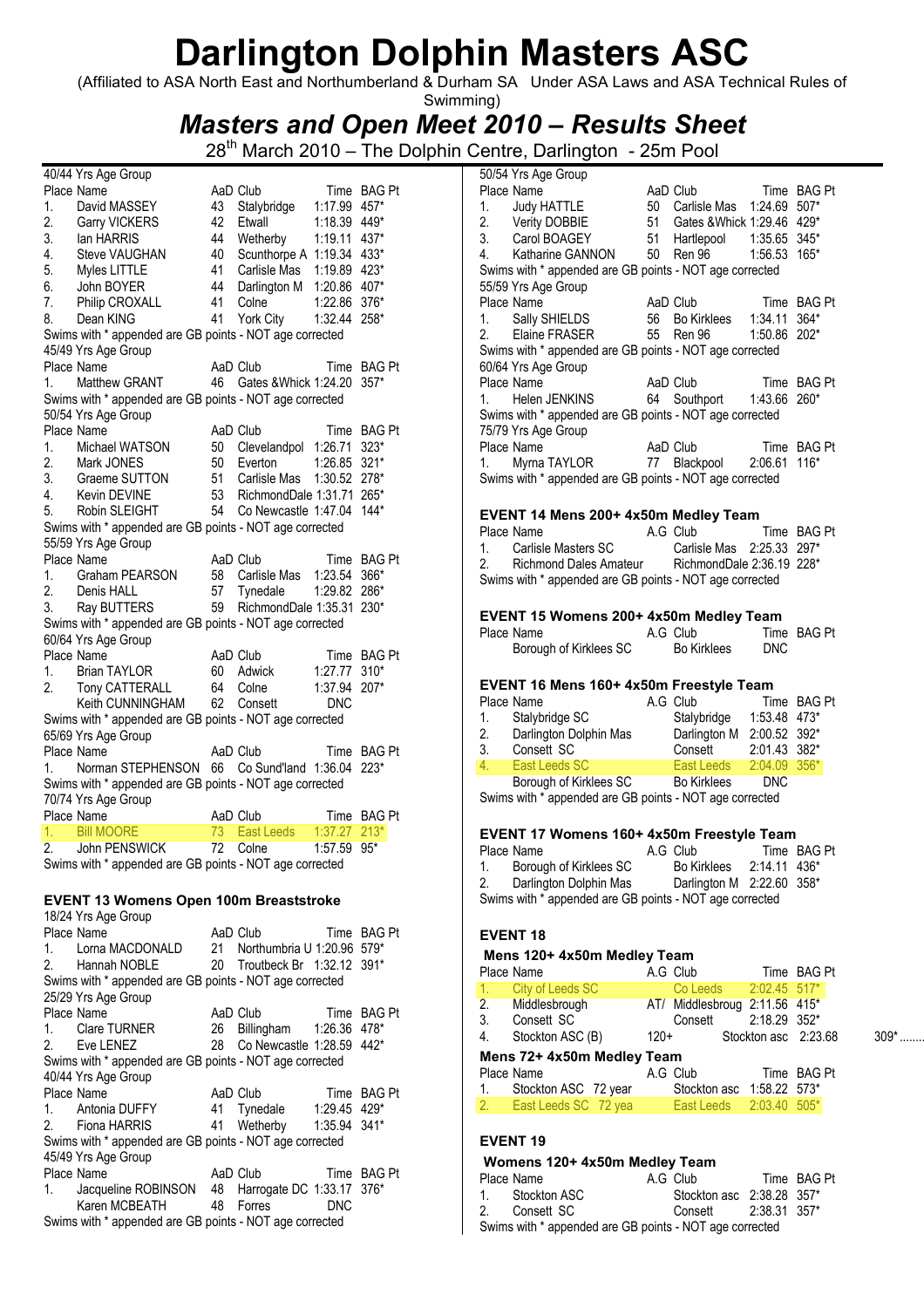# Darlington Dolphin Masters ASC

(Affiliated to ASA North East and Northumberland & Durham SA Under ASA Laws and ASA Technical Rules of Swimming)

## *Masters and Open Meet 2010 – Results Sheet*

28th March 2010 – The Dolphin Centre, Darlington - 25m Pool

40/44 Yrs Age Group

| Place | Name | AaD | Club | Time | BAG Pt |
|---|---|---|---|---|---|
| 1. | David MASSEY | 43 | Stalybridge | 1:17.99 | 457* |
| 2. | Garry VICKERS | 42 | Etwall | 1:18.39 | 449* |
| 3. | Ian HARRIS | 44 | Wetherby | 1:19.11 | 437* |
| 4. | Steve VAUGHAN | 40 | Scunthorpe A | 1:19.34 | 433* |
| 5. | Myles LITTLE | 41 | Carlisle Mas | 1:19.89 | 423* |
| 6. | John BOYER | 44 | Darlington M | 1:20.86 | 407* |
| 7. | Philip CROXALL | 41 | Colne | 1:22.86 | 376* |
| 8. | Dean KING | 41 | York City | 1:32.44 | 258* |

Swims with * appended are GB points - NOT age corrected

45/49 Yrs Age Group

| Place | Name | AaD | Club | Time | BAG Pt |
|---|---|---|---|---|---|
| 1. | Matthew GRANT | 46 | Gates &Whick | 1:24.20 | 357* |

Swims with * appended are GB points - NOT age corrected

50/54 Yrs Age Group

| Place | Name | AaD | Club | Time | BAG Pt |
|---|---|---|---|---|---|
| 1. | Michael WATSON | 50 | Clevelandpol | 1:26.71 | 323* |
| 2. | Mark JONES | 50 | Everton | 1:26.85 | 321* |
| 3. | Graeme SUTTON | 51 | Carlisle Mas | 1:30.52 | 278* |
| 4. | Kevin DEVINE | 53 | RichmondDale | 1:31.71 | 265* |
| 5. | Robin SLEIGHT | 54 | Co Newcastle | 1:47.04 | 144* |

Swims with * appended are GB points - NOT age corrected

55/59 Yrs Age Group

| Place | Name | AaD | Club | Time | BAG Pt |
|---|---|---|---|---|---|
| 1. | Graham PEARSON | 58 | Carlisle Mas | 1:23.54 | 366* |
| 2. | Denis HALL | 57 | Tynedale | 1:29.82 | 286* |
| 3. | Ray BUTTERS | 59 | RichmondDale | 1:35.31 | 230* |

Swims with * appended are GB points - NOT age corrected

60/64 Yrs Age Group

| Place | Name | AaD | Club | Time | BAG Pt |
|---|---|---|---|---|---|
| 1. | Brian TAYLOR | 60 | Adwick | 1:27.77 | 310* |
| 2. | Tony CATTERALL | 64 | Colne | 1:37.94 | 207* |
| | Keith CUNNINGHAM | 62 | Consett | DNC | |

Swims with * appended are GB points - NOT age corrected

65/69 Yrs Age Group

| Place | Name | AaD | Club | Time | BAG Pt |
|---|---|---|---|---|---|
| 1. | Norman STEPHENSON | 66 | Co Sund'land | 1:36.04 | 223* |

Swims with * appended are GB points - NOT age corrected

70/74 Yrs Age Group

| Place | Name | AaD | Club | Time | BAG Pt |
|---|---|---|---|---|---|
| 1. | Bill MOORE | 73 | East Leeds | 1:37.27 | 213* |
| 2. | John PENSWICK | 72 | Colne | 1:57.59 | 95* |

Swims with * appended are GB points - NOT age corrected

### EVENT 13 Womens Open 100m Breaststroke

18/24 Yrs Age Group

| Place | Name | AaD | Club | Time | BAG Pt |
|---|---|---|---|---|---|
| 1. | Lorna MACDONALD | 21 | Northumbria U | 1:20.96 | 579* |
| 2. | Hannah NOBLE | 20 | Troutbeck Br | 1:32.12 | 391* |

Swims with * appended are GB points - NOT age corrected

25/29 Yrs Age Group

| Place | Name | AaD | Club | Time | BAG Pt |
|---|---|---|---|---|---|
| 1. | Clare TURNER | 26 | Billingham | 1:26.36 | 478* |
| 2. | Eve LENEZ | 28 | Co Newcastle | 1:28.59 | 442* |

Swims with * appended are GB points - NOT age corrected

40/44 Yrs Age Group

| Place | Name | AaD | Club | Time | BAG Pt |
|---|---|---|---|---|---|
| 1. | Antonia DUFFY | 41 | Tynedale | 1:29.45 | 429* |
| 2. | Fiona HARRIS | 41 | Wetherby | 1:35.94 | 341* |

Swims with * appended are GB points - NOT age corrected

45/49 Yrs Age Group

| Place | Name | AaD | Club | Time | BAG Pt |
|---|---|---|---|---|---|
| 1. | Jacqueline ROBINSON | 48 | Harrogate DC | 1:33.17 | 376* |
| | Karen MCBEATH | 48 | Forres | DNC | |

Swims with * appended are GB points - NOT age corrected

50/54 Yrs Age Group

| Place | Name | AaD | Club | Time | BAG Pt |
|---|---|---|---|---|---|
| 1. | Judy HATTLE | 50 | Carlisle Mas | 1:24.69 | 507* |
| 2. | Verity DOBBIE | 51 | Gates &Whick | 1:29.46 | 429* |
| 3. | Carol BOAGEY | 51 | Hartlepool | 1:35.65 | 345* |
| 4. | Katharine GANNON | 50 | Ren 96 | 1:56.53 | 165* |

Swims with * appended are GB points - NOT age corrected

55/59 Yrs Age Group

| Place | Name | AaD | Club | Time | BAG Pt |
|---|---|---|---|---|---|
| 1. | Sally SHIELDS | 56 | Bo Kirklees | 1:34.11 | 364* |
| 2. | Elaine FRASER | 55 | Ren 96 | 1:50.86 | 202* |

Swims with * appended are GB points - NOT age corrected

60/64 Yrs Age Group

| Place | Name | AaD | Club | Time | BAG Pt |
|---|---|---|---|---|---|
| 1. | Helen JENKINS | 64 | Southport | 1:43.66 | 260* |

Swims with * appended are GB points - NOT age corrected

75/79 Yrs Age Group

| Place | Name | AaD | Club | Time | BAG Pt |
|---|---|---|---|---|---|
| 1. | Myrna TAYLOR | 77 | Blackpool | 2:06.61 | 116* |

Swims with * appended are GB points - NOT age corrected

### EVENT 14 Mens 200+ 4x50m Medley Team

| Place | Name | A.G | Club | Time | BAG Pt |
|---|---|---|---|---|---|
| 1. | Carlisle Masters SC | | Carlisle Mas | 2:25.33 | 297* |
| 2. | Richmond Dales Amateur | | RichmondDale | 2:36.19 | 228* |

Swims with * appended are GB points - NOT age corrected

### EVENT 15 Womens 200+ 4x50m Medley Team

| Place | Name | A.G | Club | Time | BAG Pt |
|---|---|---|---|---|---|
| | Borough of Kirklees SC | | Bo Kirklees | DNC | |

### EVENT 16 Mens 160+ 4x50m Freestyle Team

| Place | Name | A.G | Club | Time | BAG Pt |
|---|---|---|---|---|---|
| 1. | Stalybridge SC | | Stalybridge | 1:53.48 | 473* |
| 2. | Darlington Dolphin Mas | | Darlington M | 2:00.52 | 392* |
| 3. | Consett SC | | Consett | 2:01.43 | 382* |
| 4. | East Leeds SC | | East Leeds | 2:04.09 | 356* |
| | Borough of Kirklees SC | | Bo Kirklees | DNC | |

Swims with * appended are GB points - NOT age corrected

### EVENT 17 Womens 160+ 4x50m Freestyle Team

| Place | Name | A.G | Club | Time | BAG Pt |
|---|---|---|---|---|---|
| 1. | Borough of Kirklees SC | | Bo Kirklees | 2:14.11 | 436* |
| 2. | Darlington Dolphin Mas | | Darlington M | 2:22.60 | 358* |

Swims with * appended are GB points - NOT age corrected

### EVENT 18

#### Mens 120+ 4x50m Medley Team

| Place | Name | A.G | Club | Time | BAG Pt |
|---|---|---|---|---|---|
| 1. | City of Leeds SC | | Co Leeds | 2:02.45 | 517* |
| 2. | Middlesbrough | AT/ | Middlesbroug | 2:11.56 | 415* |
| 3. | Consett SC | | Consett | 2:18.29 | 352* |
| 4. | Stockton ASC (B) | 120+ | Stockton asc | 2:23.68 | 309*........ |

#### Mens 72+ 4x50m Medley Team

| Place | Name | A.G | Club | Time | BAG Pt |
|---|---|---|---|---|---|
| 1. | Stockton ASC 72 year | | Stockton asc | 1:58.22 | 573* |
| 2. | East Leeds SC 72 yea | | East Leeds | 2:03.40 | 505* |

### EVENT 19

#### Womens 120+ 4x50m Medley Team

| Place | Name | A.G | Club | Time | BAG Pt |
|---|---|---|---|---|---|
| 1. | Stockton ASC | | Stockton asc | 2:38.28 | 357* |
| 2. | Consett SC | | Consett | 2:38.31 | 357* |

Swims with * appended are GB points - NOT age corrected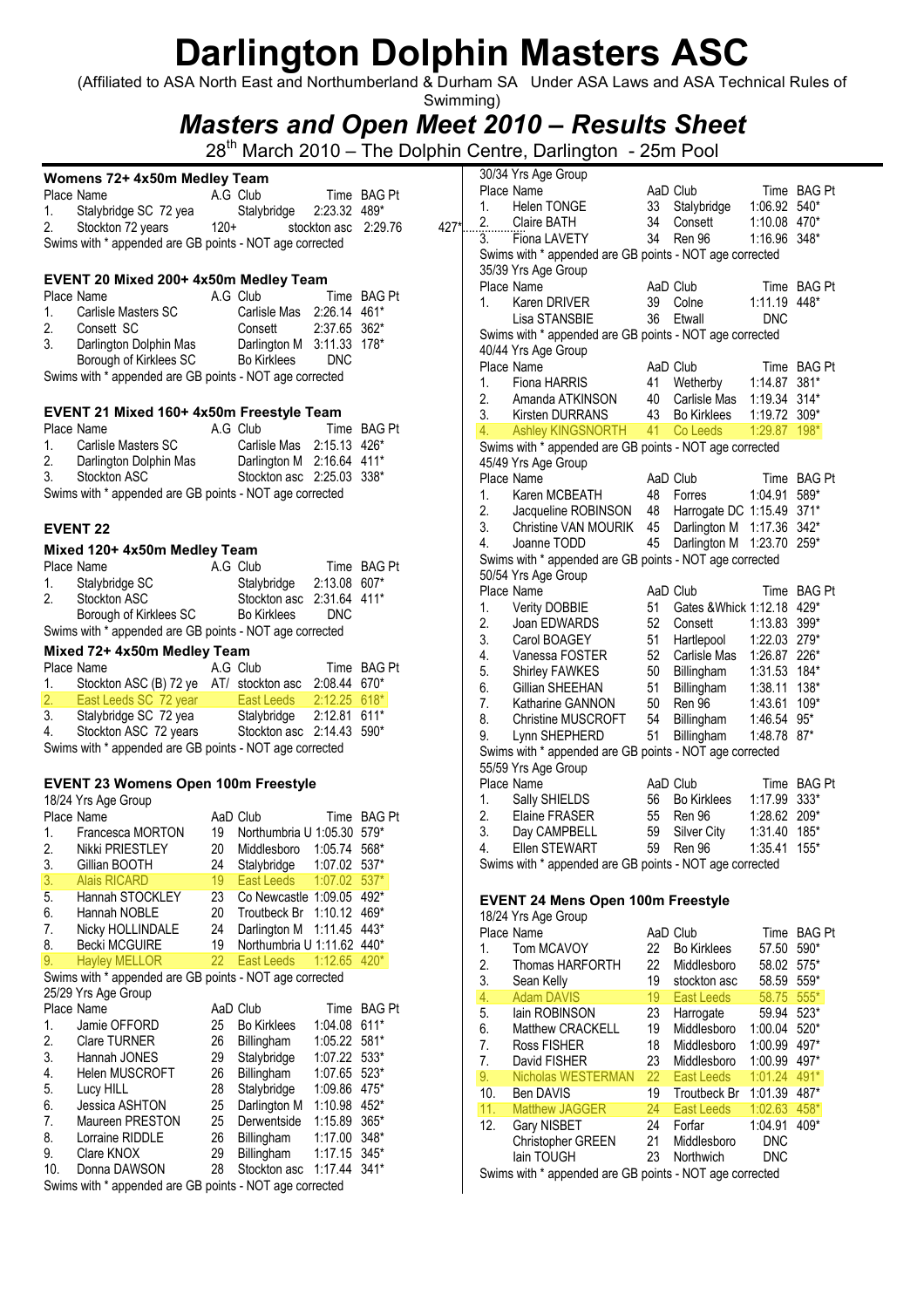# Darlington Dolphin Masters ASC

(Affiliated to ASA North East and Northumberland & Durham SA Under ASA Laws and ASA Technical Rules of Swimming)

## *Masters and Open Meet 2010 – Results Sheet*

28th March 2010 – The Dolphin Centre, Darlington - 25m Pool

### Womens 72+ 4x50m Medley Team

| Place | Name | A.G | Club | Time | BAG Pt |
|---|---|---|---|---|---|
| 1. | Stalybridge SC 72 yea | | Stalybridge | 2:23.32 | 489* |
| 2. | Stockton 72 years | 120+ | stockton asc | 2:29.76 | 427* |

Swims with * appended are GB points - NOT age corrected

### EVENT 20 Mixed 200+ 4x50m Medley Team

| Place | Name | A.G | Club | Time | BAG Pt |
|---|---|---|---|---|---|
| 1. | Carlisle Masters SC | | Carlisle Mas | 2:26.14 | 461* |
| 2. | Consett SC | | Consett | 2:37.65 | 362* |
| 3. | Darlington Dolphin Mas | | Darlington M | 3:11.33 | 178* |
| | Borough of Kirklees SC | | Bo Kirklees | DNC | |

Swims with * appended are GB points - NOT age corrected

### EVENT 21 Mixed 160+ 4x50m Freestyle Team

| Place | Name | A.G | Club | Time | BAG Pt |
|---|---|---|---|---|---|
| 1. | Carlisle Masters SC | | Carlisle Mas | 2:15.13 | 426* |
| 2. | Darlington Dolphin Mas | | Darlington M | 2:16.64 | 411* |
| 3. | Stockton ASC | | Stockton asc | 2:25.03 | 338* |

Swims with * appended are GB points - NOT age corrected

### EVENT 22

### Mixed 120+ 4x50m Medley Team

| Place | Name | A.G | Club | Time | BAG Pt |
|---|---|---|---|---|---|
| 1. | Stalybridge SC | | Stalybridge | 2:13.08 | 607* |
| 2. | Stockton ASC | | Stockton asc | 2:31.64 | 411* |
| | Borough of Kirklees SC | | Bo Kirklees | DNC | |

Swims with * appended are GB points - NOT age corrected

### Mixed 72+ 4x50m Medley Team

| Place | Name | A.G | Club | Time | BAG Pt |
|---|---|---|---|---|---|
| 1. | Stockton ASC (B) 72 ye | AT/ | stockton asc | 2:08.44 | 670* |
| 2. | East Leeds SC 72 year | | East Leeds | 2:12.25 | 618* |
| 3. | Stalybridge SC 72 yea | | Stalybridge | 2:12.81 | 611* |
| 4. | Stockton ASC 72 years | | Stockton asc | 2:14.43 | 590* |

Swims with * appended are GB points - NOT age corrected

### EVENT 23 Womens Open 100m Freestyle

18/24 Yrs Age Group

| Place | Name | AaD | Club | Time | BAG Pt |
|---|---|---|---|---|---|
| 1. | Francesca MORTON | 19 | Northumbria U | 1:05.30 | 579* |
| 2. | Nikki PRIESTLEY | 20 | Middlesboro | 1:05.74 | 568* |
| 3. | Gillian BOOTH | 24 | Stalybridge | 1:07.02 | 537* |
| 3. | Alais RICARD | 19 | East Leeds | 1:07.02 | 537* |
| 5. | Hannah STOCKLEY | 23 | Co Newcastle | 1:09.05 | 492* |
| 6. | Hannah NOBLE | 20 | Troutbeck Br | 1:10.12 | 469* |
| 7. | Nicky HOLLINDALE | 24 | Darlington M | 1:11.45 | 443* |
| 8. | Becki MCGUIRE | 19 | Northumbria U | 1:11.62 | 440* |
| 9. | Hayley MELLOR | 22 | East Leeds | 1:12.65 | 420* |

Swims with * appended are GB points - NOT age corrected

25/29 Yrs Age Group

| Place | Name | AaD | Club | Time | BAG Pt |
|---|---|---|---|---|---|
| 1. | Jamie OFFORD | 25 | Bo Kirklees | 1:04.08 | 611* |
| 2. | Clare TURNER | 26 | Billingham | 1:05.22 | 581* |
| 3. | Hannah JONES | 29 | Stalybridge | 1:07.22 | 533* |
| 4. | Helen MUSCROFT | 26 | Billingham | 1:07.65 | 523* |
| 5. | Lucy HILL | 28 | Stalybridge | 1:09.86 | 475* |
| 6. | Jessica ASHTON | 25 | Darlington M | 1:10.98 | 452* |
| 7. | Maureen PRESTON | 25 | Derwentside | 1:15.89 | 365* |
| 8. | Lorraine RIDDLE | 26 | Billingham | 1:17.00 | 348* |
| 9. | Clare KNOX | 29 | Billingham | 1:17.15 | 345* |
| 10. | Donna DAWSON | 28 | Stockton asc | 1:17.44 | 341* |

Swims with * appended are GB points - NOT age corrected

30/34 Yrs Age Group

| Place | Name | AaD | Club | Time | BAG Pt |
|---|---|---|---|---|---|
| 1. | Helen TONGE | 33 | Stalybridge | 1:06.92 | 540* |
| 2. | Claire BATH | 34 | Consett | 1:10.08 | 470* |
| 3. | Fiona LAVETY | 34 | Ren 96 | 1:16.96 | 348* |

Swims with * appended are GB points - NOT age corrected

35/39 Yrs Age Group

| Place | Name | AaD | Club | Time | BAG Pt |
|---|---|---|---|---|---|
| 1. | Karen DRIVER | 39 | Colne | 1:11.19 | 448* |
| | Lisa STANSBIE | 36 | Etwall | DNC | |

Swims with * appended are GB points - NOT age corrected

40/44 Yrs Age Group

| Place | Name | AaD | Club | Time | BAG Pt |
|---|---|---|---|---|---|
| 1. | Fiona HARRIS | 41 | Wetherby | 1:14.87 | 381* |
| 2. | Amanda ATKINSON | 40 | Carlisle Mas | 1:19.34 | 314* |
| 3. | Kirsten DURRANS | 43 | Bo Kirklees | 1:19.72 | 309* |
| 4. | Ashley KINGSNORTH | 41 | Co Leeds | 1:29.87 | 198* |

Swims with * appended are GB points - NOT age corrected

45/49 Yrs Age Group

| Place | Name | AaD | Club | Time | BAG Pt |
|---|---|---|---|---|---|
| 1. | Karen MCBEATH | 48 | Forres | 1:04.91 | 589* |
| 2. | Jacqueline ROBINSON | 48 | Harrogate DC | 1:15.49 | 371* |
| 3. | Christine VAN MOURIK | 45 | Darlington M | 1:17.36 | 342* |
| 4. | Joanne TODD | 45 | Darlington M | 1:23.70 | 259* |

Swims with * appended are GB points - NOT age corrected

50/54 Yrs Age Group

| Place | Name | AaD | Club | Time | BAG Pt |
|---|---|---|---|---|---|
| 1. | Verity DOBBIE | 51 | Gates &Whick | 1:12.18 | 429* |
| 2. | Joan EDWARDS | 52 | Consett | 1:13.83 | 399* |
| 3. | Carol BOAGEY | 51 | Hartlepool | 1:22.03 | 279* |
| 4. | Vanessa FOSTER | 52 | Carlisle Mas | 1:26.87 | 226* |
| 5. | Shirley FAWKES | 50 | Billingham | 1:31.53 | 184* |
| 6. | Gillian SHEEHAN | 51 | Billingham | 1:38.11 | 138* |
| 7. | Katharine GANNON | 50 | Ren 96 | 1:43.61 | 109* |
| 8. | Christine MUSCROFT | 54 | Billingham | 1:46.54 | 95* |
| 9. | Lynn SHEPHERD | 51 | Billingham | 1:48.78 | 87* |

Swims with * appended are GB points - NOT age corrected

55/59 Yrs Age Group

| Place | Name | AaD | Club | Time | BAG Pt |
|---|---|---|---|---|---|
| 1. | Sally SHIELDS | 56 | Bo Kirklees | 1:17.99 | 333* |
| 2. | Elaine FRASER | 55 | Ren 96 | 1:28.62 | 209* |
| 3. | Day CAMPBELL | 59 | Silver City | 1:31.40 | 185* |
| 4. | Ellen STEWART | 59 | Ren 96 | 1:35.41 | 155* |

Swims with * appended are GB points - NOT age corrected

### EVENT 24 Mens Open 100m Freestyle

18/24 Yrs Age Group

| Place | Name | AaD | Club | Time | BAG Pt |
|---|---|---|---|---|---|
| 1. | Tom MCAVOY | 22 | Bo Kirklees | 57.50 | 590* |
| 2. | Thomas HARFORTH | 22 | Middlesboro | 58.02 | 575* |
| 3. | Sean Kelly | 19 | stockton asc | 58.59 | 559* |
| 4. | Adam DAVIS | 19 | East Leeds | 58.75 | 555* |
| 5. | Iain ROBINSON | 23 | Harrogate | 59.94 | 523* |
| 6. | Matthew CRACKELL | 19 | Middlesboro | 1:00.04 | 520* |
| 7. | Ross FISHER | 18 | Middlesboro | 1:00.99 | 497* |
| 7. | David FISHER | 23 | Middlesboro | 1:00.99 | 497* |
| 9. | Nicholas WESTERMAN | 22 | East Leeds | 1:01.24 | 491* |
| 10. | Ben DAVIS | 19 | Troutbeck Br | 1:01.39 | 487* |
| 11. | Matthew JAGGER | 24 | East Leeds | 1:02.63 | 458* |
| 12. | Gary NISBET | 24 | Forfar | 1:04.91 | 409* |
| | Christopher GREEN | 21 | Middlesboro | DNC | |
| | Iain TOUGH | 23 | Northwich | DNC | |

Swims with * appended are GB points - NOT age corrected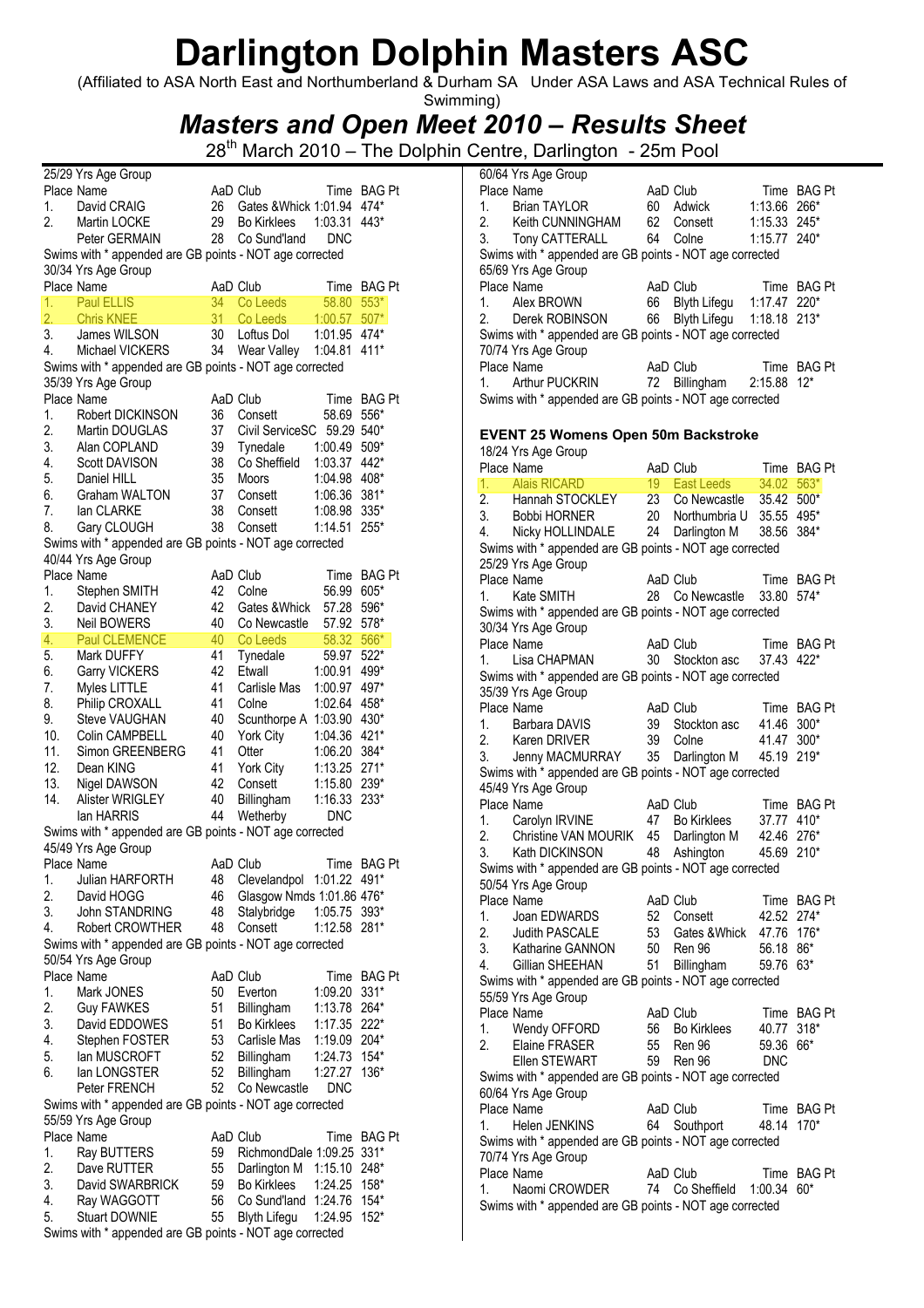# Darlington Dolphin Masters ASC

(Affiliated to ASA North East and Northumberland & Durham SA Under ASA Laws and ASA Technical Rules of Swimming)

## *Masters and Open Meet 2010 – Results Sheet*

28th March 2010 – The Dolphin Centre, Darlington - 25m Pool

25/29 Yrs Age Group

| Place | Name | AaD | Club | Time | BAG Pt |
|---|---|---|---|---|---|
| 1. | David CRAIG | 26 | Gates &Whick | 1:01.94 | 474* |
| 2. | Martin LOCKE | 29 | Bo Kirklees | 1:03.31 | 443* |
| | Peter GERMAIN | 28 | Co Sund'land | DNC | |

Swims with * appended are GB points - NOT age corrected

30/34 Yrs Age Group

| Place | Name | AaD | Club | Time | BAG Pt |
|---|---|---|---|---|---|
| 1. | Paul ELLIS | 34 | Co Leeds | 58.80 | 553* |
| 2. | Chris KNEE | 31 | Co Leeds | 1:00.57 | 507* |
| 3. | James WILSON | 30 | Loftus Dol | 1:01.95 | 474* |
| 4. | Michael VICKERS | 34 | Wear Valley | 1:04.81 | 411* |

Swims with * appended are GB points - NOT age corrected

35/39 Yrs Age Group

| Place | Name | AaD | Club | Time | BAG Pt |
|---|---|---|---|---|---|
| 1. | Robert DICKINSON | 36 | Consett | 58.69 | 556* |
| 2. | Martin DOUGLAS | 37 | Civil ServiceSC | 59.29 | 540* |
| 3. | Alan COPLAND | 39 | Tynedale | 1:00.49 | 509* |
| 4. | Scott DAVISON | 38 | Co Sheffield | 1:03.37 | 442* |
| 5. | Daniel HILL | 35 | Moors | 1:04.98 | 408* |
| 6. | Graham WALTON | 37 | Consett | 1:06.36 | 381* |
| 7. | Ian CLARKE | 38 | Consett | 1:08.98 | 335* |
| 8. | Gary CLOUGH | 38 | Consett | 1:14.51 | 255* |

Swims with * appended are GB points - NOT age corrected

40/44 Yrs Age Group

| Place | Name | AaD | Club | Time | BAG Pt |
|---|---|---|---|---|---|
| 1. | Stephen SMITH | 42 | Colne | 56.99 | 605* |
| 2. | David CHANEY | 42 | Gates &Whick | 57.28 | 596* |
| 3. | Neil BOWERS | 40 | Co Newcastle | 57.92 | 578* |
| 4. | Paul CLEMENCE | 40 | Co Leeds | 58.32 | 566* |
| 5. | Mark DUFFY | 41 | Tynedale | 59.97 | 522* |
| 6. | Garry VICKERS | 42 | Etwall | 1:00.91 | 499* |
| 7. | Myles LITTLE | 41 | Carlisle Mas | 1:00.97 | 497* |
| 8. | Philip CROXALL | 41 | Colne | 1:02.64 | 458* |
| 9. | Steve VAUGHAN | 40 | Scunthorpe A | 1:03.90 | 430* |
| 10. | Colin CAMPBELL | 40 | York City | 1:04.36 | 421* |
| 11. | Simon GREENBERG | 41 | Otter | 1:06.20 | 384* |
| 12. | Dean KING | 41 | York City | 1:13.25 | 271* |
| 13. | Nigel DAWSON | 42 | Consett | 1:15.80 | 239* |
| 14. | Alister WRIGLEY | 40 | Billingham | 1:16.33 | 233* |
| | Ian HARRIS | 44 | Wetherby | DNC | |

Swims with * appended are GB points - NOT age corrected

45/49 Yrs Age Group

| Place | Name | AaD | Club | Time | BAG Pt |
|---|---|---|---|---|---|
| 1. | Julian HARFORTH | 48 | Clevelandpol | 1:01.22 | 491* |
| 2. | David HOGG | 46 | Glasgow Nmds | 1:01.86 | 476* |
| 3. | John STANDRING | 48 | Stalybridge | 1:05.75 | 393* |
| 4. | Robert CROWTHER | 48 | Consett | 1:12.58 | 281* |

Swims with * appended are GB points - NOT age corrected

50/54 Yrs Age Group

| Place | Name | AaD | Club | Time | BAG Pt |
|---|---|---|---|---|---|
| 1. | Mark JONES | 50 | Everton | 1:09.20 | 331* |
| 2. | Guy FAWKES | 51 | Billingham | 1:13.78 | 264* |
| 3. | David EDDOWES | 51 | Bo Kirklees | 1:17.35 | 222* |
| 4. | Stephen FOSTER | 53 | Carlisle Mas | 1:19.09 | 204* |
| 5. | Ian MUSCROFT | 52 | Billingham | 1:24.73 | 154* |
| 6. | Ian LONGSTER | 52 | Billingham | 1:27.27 | 136* |
| | Peter FRENCH | 52 | Co Newcastle | DNC | |

Swims with * appended are GB points - NOT age corrected

55/59 Yrs Age Group

| Place | Name | AaD | Club | Time | BAG Pt |
|---|---|---|---|---|---|
| 1. | Ray BUTTERS | 59 | RichmondDale | 1:09.25 | 331* |
| 2. | Dave RUTTER | 55 | Darlington M | 1:15.10 | 248* |
| 3. | David SWARBRICK | 59 | Bo Kirklees | 1:24.25 | 158* |
| 4. | Ray WAGGOTT | 56 | Co Sund'land | 1:24.76 | 154* |
| 5. | Stuart DOWNIE | 55 | Blyth Lifegu | 1:24.95 | 152* |

Swims with * appended are GB points - NOT age corrected

60/64 Yrs Age Group

| Place | Name | AaD | Club | Time | BAG Pt |
|---|---|---|---|---|---|
| 1. | Brian TAYLOR | 60 | Adwick | 1:13.66 | 266* |
| 2. | Keith CUNNINGHAM | 62 | Consett | 1:15.33 | 245* |
| 3. | Tony CATTERALL | 64 | Colne | 1:15.77 | 240* |

Swims with * appended are GB points - NOT age corrected

65/69 Yrs Age Group

| Place | Name | AaD | Club | Time | BAG Pt |
|---|---|---|---|---|---|
| 1. | Alex BROWN | 66 | Blyth Lifegu | 1:17.47 | 220* |
| 2. | Derek ROBINSON | 66 | Blyth Lifegu | 1:18.18 | 213* |

Swims with * appended are GB points - NOT age corrected

70/74 Yrs Age Group

| Place | Name | AaD | Club | Time | BAG Pt |
|---|---|---|---|---|---|
| 1. | Arthur PUCKRIN | 72 | Billingham | 2:15.88 | 12* |

Swims with * appended are GB points - NOT age corrected

### EVENT 25 Womens Open 50m Backstroke

18/24 Yrs Age Group

| Place | Name | AaD | Club | Time | BAG Pt |
|---|---|---|---|---|---|
| 1. | Alais RICARD | 19 | East Leeds | 34.02 | 563* |
| 2. | Hannah STOCKLEY | 23 | Co Newcastle | 35.42 | 500* |
| 3. | Bobbi HORNER | 20 | Northumbria U | 35.55 | 495* |
| 4. | Nicky HOLLINDALE | 24 | Darlington M | 38.56 | 384* |

Swims with * appended are GB points - NOT age corrected

25/29 Yrs Age Group

| Place | Name | AaD | Club | Time | BAG Pt |
|---|---|---|---|---|---|
| 1. | Kate SMITH | 28 | Co Newcastle | 33.80 | 574* |

Swims with * appended are GB points - NOT age corrected

30/34 Yrs Age Group

| Place | Name | AaD | Club | Time | BAG Pt |
|---|---|---|---|---|---|
| 1. | Lisa CHAPMAN | 30 | Stockton asc | 37.43 | 422* |

Swims with * appended are GB points - NOT age corrected

35/39 Yrs Age Group

| Place | Name | AaD | Club | Time | BAG Pt |
|---|---|---|---|---|---|
| 1. | Barbara DAVIS | 39 | Stockton asc | 41.46 | 300* |
| 2. | Karen DRIVER | 39 | Colne | 41.47 | 300* |
| 3. | Jenny MACMURRAY | 35 | Darlington M | 45.19 | 219* |

Swims with * appended are GB points - NOT age corrected

45/49 Yrs Age Group

| Place | Name | AaD | Club | Time | BAG Pt |
|---|---|---|---|---|---|
| 1. | Carolyn IRVINE | 47 | Bo Kirklees | 37.77 | 410* |
| 2. | Christine VAN MOURIK | 45 | Darlington M | 42.46 | 276* |
| 3. | Kath DICKINSON | 48 | Ashington | 45.69 | 210* |

Swims with * appended are GB points - NOT age corrected

50/54 Yrs Age Group

| Place | Name | AaD | Club | Time | BAG Pt |
|---|---|---|---|---|---|
| 1. | Joan EDWARDS | 52 | Consett | 42.52 | 274* |
| 2. | Judith PASCALE | 53 | Gates &Whick | 47.76 | 176* |
| 3. | Katharine GANNON | 50 | Ren 96 | 56.18 | 86* |
| 4. | Gillian SHEEHAN | 51 | Billingham | 59.76 | 63* |

Swims with * appended are GB points - NOT age corrected

55/59 Yrs Age Group

| Place | Name | AaD | Club | Time | BAG Pt |
|---|---|---|---|---|---|
| 1. | Wendy OFFORD | 56 | Bo Kirklees | 40.77 | 318* |
| 2. | Elaine FRASER | 55 | Ren 96 | 59.36 | 66* |
| | Ellen STEWART | 59 | Ren 96 | DNC | |

Swims with * appended are GB points - NOT age corrected

60/64 Yrs Age Group

| Place | Name | AaD | Club | Time | BAG Pt |
|---|---|---|---|---|---|
| 1. | Helen JENKINS | 64 | Southport | 48.14 | 170* |

Swims with * appended are GB points - NOT age corrected

70/74 Yrs Age Group

| Place | Name | AaD | Club | Time | BAG Pt |
|---|---|---|---|---|---|
| 1. | Naomi CROWDER | 74 | Co Sheffield | 1:00.34 | 60* |

Swims with * appended are GB points - NOT age corrected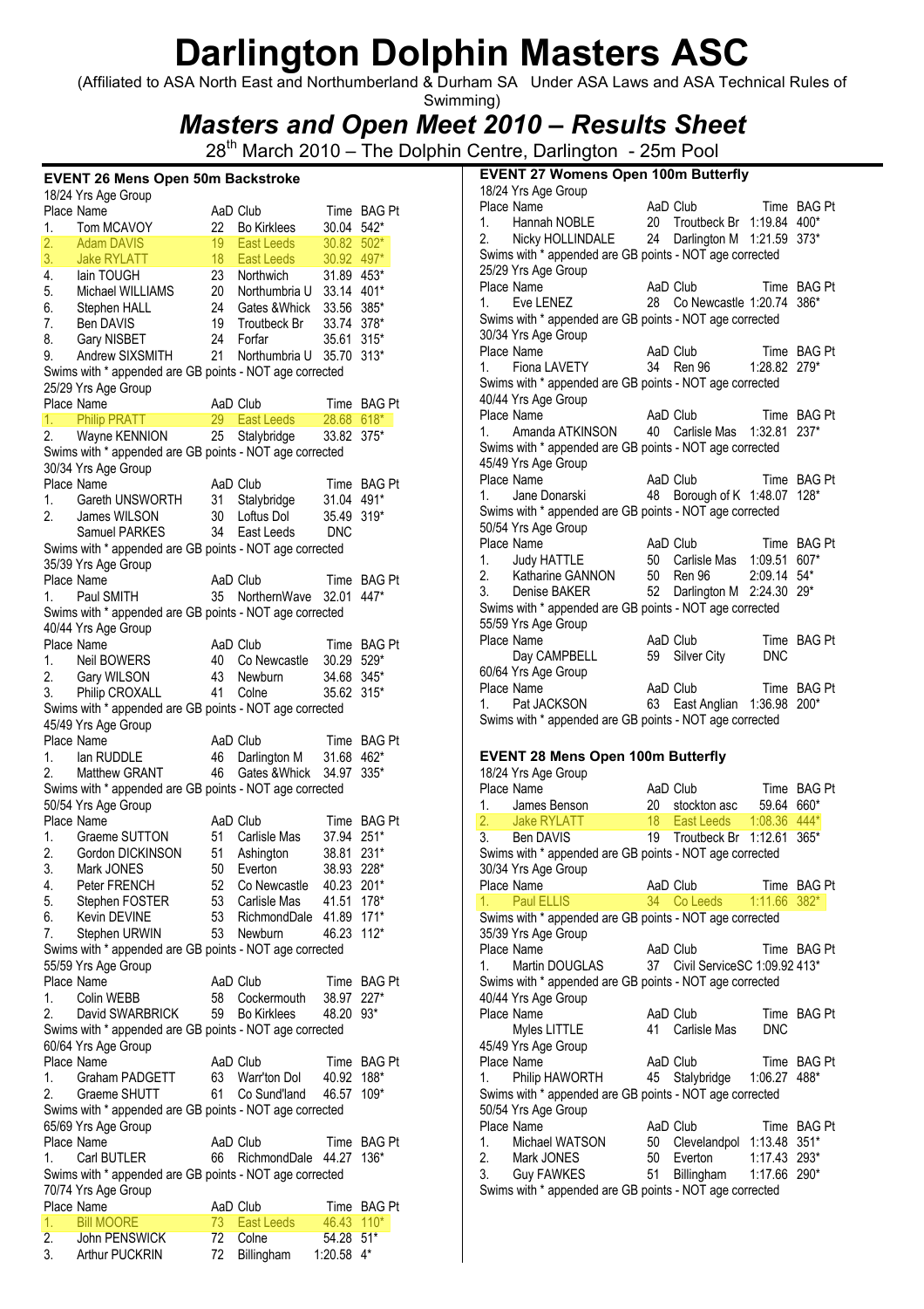# Darlington Dolphin Masters ASC

(Affiliated to ASA North East and Northumberland & Durham SA Under ASA Laws and ASA Technical Rules of Swimming)

## *Masters and Open Meet 2010 – Results Sheet*

28th March 2010 – The Dolphin Centre, Darlington - 25m Pool

### EVENT 26 Mens Open 50m Backstroke

18/24 Yrs Age Group

| Place | Name | AaD | Club | Time | BAG Pt |
|---|---|---|---|---|---|
| 1. | Tom MCAVOY | 22 | Bo Kirklees | 30.04 | 542* |
| 2. | Adam DAVIS | 19 | East Leeds | 30.82 | 502* |
| 3. | Jake RYLATT | 18 | East Leeds | 30.92 | 497* |
| 4. | Iain TOUGH | 23 | Northwich | 31.89 | 453* |
| 5. | Michael WILLIAMS | 20 | Northumbria U | 33.14 | 401* |
| 6. | Stephen HALL | 24 | Gates &Whick | 33.56 | 385* |
| 7. | Ben DAVIS | 19 | Troutbeck Br | 33.74 | 378* |
| 8. | Gary NISBET | 24 | Forfar | 35.61 | 315* |
| 9. | Andrew SIXSMITH | 21 | Northumbria U | 35.70 | 313* |

Swims with * appended are GB points - NOT age corrected

25/29 Yrs Age Group

| Place | Name | AaD | Club | Time | BAG Pt |
|---|---|---|---|---|---|
| 1. | Philip PRATT | 29 | East Leeds | 28.68 | 618* |
| 2. | Wayne KENNION | 25 | Stalybridge | 33.82 | 375* |

Swims with * appended are GB points - NOT age corrected

30/34 Yrs Age Group

| Place | Name | AaD | Club | Time | BAG Pt |
|---|---|---|---|---|---|
| 1. | Gareth UNSWORTH | 31 | Stalybridge | 31.04 | 491* |
| 2. | James WILSON | 30 | Loftus Dol | 35.49 | 319* |
| | Samuel PARKES | 34 | East Leeds | DNC | |

Swims with * appended are GB points - NOT age corrected

35/39 Yrs Age Group

| Place | Name | AaD | Club | Time | BAG Pt |
|---|---|---|---|---|---|
| 1. | Paul SMITH | 35 | NorthernWave | 32.01 | 447* |

Swims with * appended are GB points - NOT age corrected

40/44 Yrs Age Group

| Place | Name | AaD | Club | Time | BAG Pt |
|---|---|---|---|---|---|
| 1. | Neil BOWERS | 40 | Co Newcastle | 30.29 | 529* |
| 2. | Gary WILSON | 43 | Newburn | 34.68 | 345* |
| 3. | Philip CROXALL | 41 | Colne | 35.62 | 315* |

Swims with * appended are GB points - NOT age corrected

45/49 Yrs Age Group

| Place | Name | AaD | Club | Time | BAG Pt |
|---|---|---|---|---|---|
| 1. | Ian RUDDLE | 46 | Darlington M | 31.68 | 462* |
| 2. | Matthew GRANT | 46 | Gates &Whick | 34.97 | 335* |

Swims with * appended are GB points - NOT age corrected

50/54 Yrs Age Group

| Place | Name | AaD | Club | Time | BAG Pt |
|---|---|---|---|---|---|
| 1. | Graeme SUTTON | 51 | Carlisle Mas | 37.94 | 251* |
| 2. | Gordon DICKINSON | 51 | Ashington | 38.81 | 231* |
| 3. | Mark JONES | 50 | Everton | 38.93 | 228* |
| 4. | Peter FRENCH | 52 | Co Newcastle | 40.23 | 201* |
| 5. | Stephen FOSTER | 53 | Carlisle Mas | 41.51 | 178* |
| 6. | Kevin DEVINE | 53 | RichmondDale | 41.89 | 171* |
| 7. | Stephen URWIN | 53 | Newburn | 46.23 | 112* |

Swims with * appended are GB points - NOT age corrected

55/59 Yrs Age Group

| Place | Name | AaD | Club | Time | BAG Pt |
|---|---|---|---|---|---|
| 1. | Colin WEBB | 58 | Cockermouth | 38.97 | 227* |
| 2. | David SWARBRICK | 59 | Bo Kirklees | 48.20 | 93* |

Swims with * appended are GB points - NOT age corrected

60/64 Yrs Age Group

| Place | Name | AaD | Club | Time | BAG Pt |
|---|---|---|---|---|---|
| 1. | Graham PADGETT | 63 | Warr'ton Dol | 40.92 | 188* |
| 2. | Graeme SHUTT | 61 | Co Sund'land | 46.57 | 109* |

Swims with * appended are GB points - NOT age corrected

65/69 Yrs Age Group

| Place | Name | AaD | Club | Time | BAG Pt |
|---|---|---|---|---|---|
| 1. | Carl BUTLER | 66 | RichmondDale | 44.27 | 136* |

Swims with * appended are GB points - NOT age corrected

70/74 Yrs Age Group

| Place | Name | AaD | Club | Time | BAG Pt |
|---|---|---|---|---|---|
| 1. | Bill MOORE | 73 | East Leeds | 46.43 | 110* |
| 2. | John PENSWICK | 72 | Colne | 54.28 | 51* |
| 3. | Arthur PUCKRIN | 72 | Billingham | 1:20.58 | 4* |

### EVENT 27 Womens Open 100m Butterfly

18/24 Yrs Age Group

| Place | Name | AaD | Club | Time | BAG Pt |
|---|---|---|---|---|---|
| 1. | Hannah NOBLE | 20 | Troutbeck Br | 1:19.84 | 400* |
| 2. | Nicky HOLLINDALE | 24 | Darlington M | 1:21.59 | 373* |

Swims with * appended are GB points - NOT age corrected

25/29 Yrs Age Group

| Place | Name | AaD | Club | Time | BAG Pt |
|---|---|---|---|---|---|
| 1. | Eve LENEZ | 28 | Co Newcastle | 1:20.74 | 386* |

Swims with * appended are GB points - NOT age corrected

30/34 Yrs Age Group

| Place | Name | AaD | Club | Time | BAG Pt |
|---|---|---|---|---|---|
| 1. | Fiona LAVETY | 34 | Ren 96 | 1:28.82 | 279* |

Swims with * appended are GB points - NOT age corrected

40/44 Yrs Age Group

| Place | Name | AaD | Club | Time | BAG Pt |
|---|---|---|---|---|---|
| 1. | Amanda ATKINSON | 40 | Carlisle Mas | 1:32.81 | 237* |

Swims with * appended are GB points - NOT age corrected

45/49 Yrs Age Group

| Place | Name | AaD | Club | Time | BAG Pt |
|---|---|---|---|---|---|
| 1. | Jane Donarski | 48 | Borough of K | 1:48.07 | 128* |

Swims with * appended are GB points - NOT age corrected

50/54 Yrs Age Group

| Place | Name | AaD | Club | Time | BAG Pt |
|---|---|---|---|---|---|
| 1. | Judy HATTLE | 50 | Carlisle Mas | 1:09.51 | 607* |
| 2. | Katharine GANNON | 50 | Ren 96 | 2:09.14 | 54* |
| 3. | Denise BAKER | 52 | Darlington M | 2:24.30 | 29* |

Swims with * appended are GB points - NOT age corrected

55/59 Yrs Age Group

| Place | Name | AaD | Club | Time | BAG Pt |
|---|---|---|---|---|---|
| | Day CAMPBELL | 59 | Silver City | DNC | |

60/64 Yrs Age Group

| Place | Name | AaD | Club | Time | BAG Pt |
|---|---|---|---|---|---|
| 1. | Pat JACKSON | 63 | East Anglian | 1:36.98 | 200* |

Swims with * appended are GB points - NOT age corrected

### EVENT 28 Mens Open 100m Butterfly

18/24 Yrs Age Group

| Place | Name | AaD | Club | Time | BAG Pt |
|---|---|---|---|---|---|
| 1. | James Benson | 20 | stockton asc | 59.64 | 660* |
| 2. | Jake RYLATT | 18 | East Leeds | 1:08.36 | 444* |
| 3. | Ben DAVIS | 19 | Troutbeck Br | 1:12.61 | 365* |

Swims with * appended are GB points - NOT age corrected

30/34 Yrs Age Group

| Place | Name | AaD | Club | Time | BAG Pt |
|---|---|---|---|---|---|
| 1. | Paul ELLIS | 34 | Co Leeds | 1:11.66 | 382* |

Swims with * appended are GB points - NOT age corrected

35/39 Yrs Age Group

| Place | Name | AaD | Club | Time | BAG Pt |
|---|---|---|---|---|---|
| 1. | Martin DOUGLAS | 37 | Civil ServiceSC | 1:09.92 | 413* |

Swims with * appended are GB points - NOT age corrected

40/44 Yrs Age Group

| Place | Name | AaD | Club | Time | BAG Pt |
|---|---|---|---|---|---|
| | Myles LITTLE | 41 | Carlisle Mas | DNC | |

45/49 Yrs Age Group

| Place | Name | AaD | Club | Time | BAG Pt |
|---|---|---|---|---|---|
| 1. | Philip HAWORTH | 45 | Stalybridge | 1:06.27 | 488* |

Swims with * appended are GB points - NOT age corrected

50/54 Yrs Age Group

| Place | Name | AaD | Club | Time | BAG Pt |
|---|---|---|---|---|---|
| 1. | Michael WATSON | 50 | Clevelandpol | 1:13.48 | 351* |
| 2. | Mark JONES | 50 | Everton | 1:17.43 | 293* |
| 3. | Guy FAWKES | 51 | Billingham | 1:17.66 | 290* |

Swims with * appended are GB points - NOT age corrected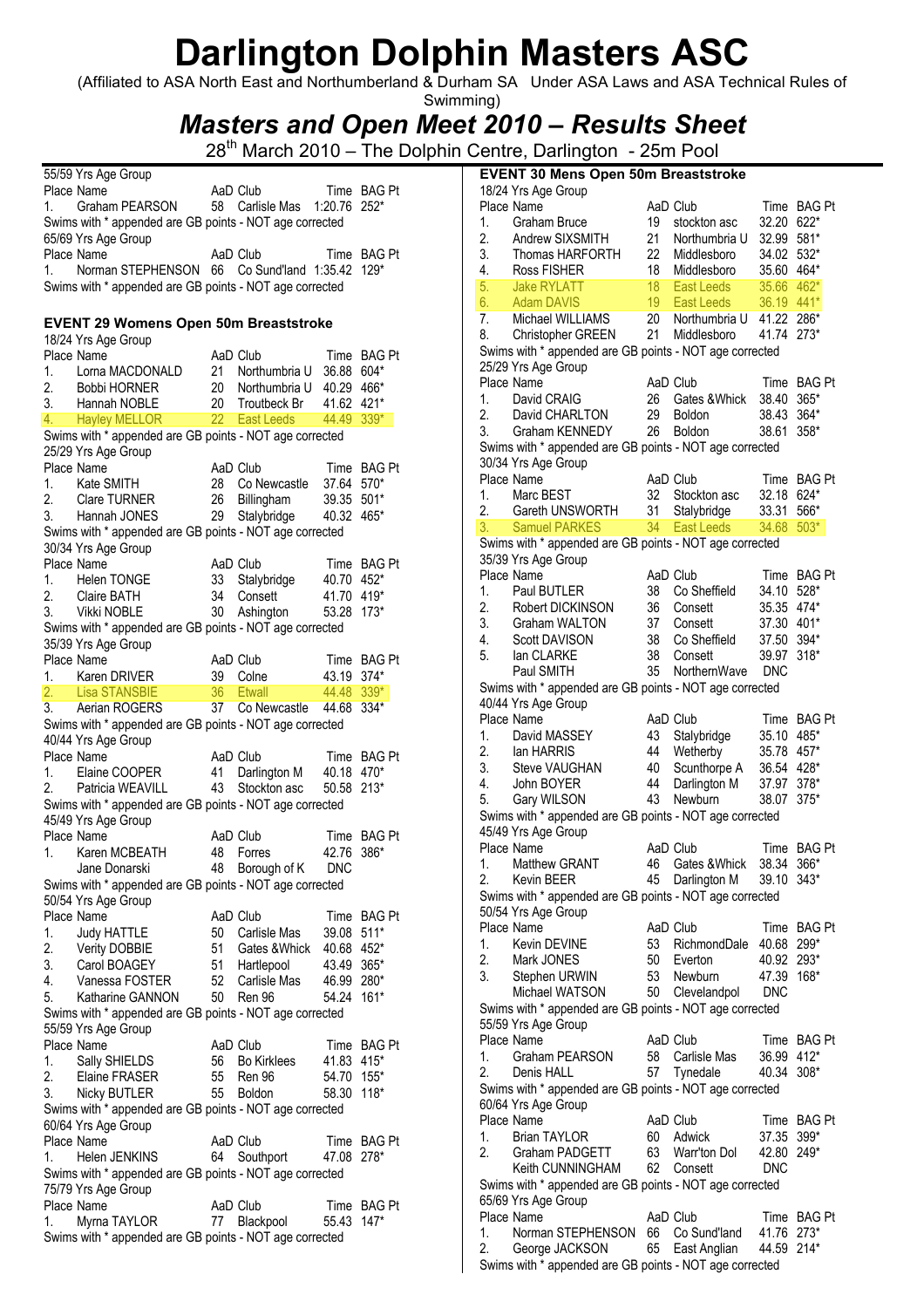# Darlington Dolphin Masters ASC

(Affiliated to ASA North East and Northumberland & Durham SA Under ASA Laws and ASA Technical Rules of Swimming)

## *Masters and Open Meet 2010 – Results Sheet*

28th March 2010 – The Dolphin Centre, Darlington - 25m Pool

55/59 Yrs Age Group

| Place | Name | AaD | Club | Time | BAG Pt |
|---|---|---|---|---|---|
| 1. | Graham PEARSON | 58 | Carlisle Mas | 1:20.76 | 252* |

Swims with * appended are GB points - NOT age corrected

65/69 Yrs Age Group

| Place | Name | AaD | Club | Time | BAG Pt |
|---|---|---|---|---|---|
| 1. | Norman STEPHENSON | 66 | Co Sund'land | 1:35.42 | 129* |

Swims with * appended are GB points - NOT age corrected

### EVENT 29 Womens Open 50m Breaststroke

18/24 Yrs Age Group

| Place | Name | AaD | Club | Time | BAG Pt |
|---|---|---|---|---|---|
| 1. | Lorna MACDONALD | 21 | Northumbria U | 36.88 | 604* |
| 2. | Bobbi HORNER | 20 | Northumbria U | 40.29 | 466* |
| 3. | Hannah NOBLE | 20 | Troutbeck Br | 41.62 | 421* |
| 4. | Hayley MELLOR | 22 | East Leeds | 44.49 | 339* |

Swims with * appended are GB points - NOT age corrected

25/29 Yrs Age Group

| Place | Name | AaD | Club | Time | BAG Pt |
|---|---|---|---|---|---|
| 1. | Kate SMITH | 28 | Co Newcastle | 37.64 | 570* |
| 2. | Clare TURNER | 26 | Billingham | 39.35 | 501* |
| 3. | Hannah JONES | 29 | Stalybridge | 40.32 | 465* |

Swims with * appended are GB points - NOT age corrected

30/34 Yrs Age Group

| Place | Name | AaD | Club | Time | BAG Pt |
|---|---|---|---|---|---|
| 1. | Helen TONGE | 33 | Stalybridge | 40.70 | 452* |
| 2. | Claire BATH | 34 | Consett | 41.70 | 419* |
| 3. | Vikki NOBLE | 30 | Ashington | 53.28 | 173* |

Swims with * appended are GB points - NOT age corrected

35/39 Yrs Age Group

| Place | Name | AaD | Club | Time | BAG Pt |
|---|---|---|---|---|---|
| 1. | Karen DRIVER | 39 | Colne | 43.19 | 374* |
| 2. | Lisa STANSBIE | 36 | Etwall | 44.48 | 339* |
| 3. | Aerian ROGERS | 37 | Co Newcastle | 44.68 | 334* |

Swims with * appended are GB points - NOT age corrected

40/44 Yrs Age Group

| Place | Name | AaD | Club | Time | BAG Pt |
|---|---|---|---|---|---|
| 1. | Elaine COOPER | 41 | Darlington M | 40.18 | 470* |
| 2. | Patricia WEAVILL | 43 | Stockton asc | 50.58 | 213* |

Swims with * appended are GB points - NOT age corrected

45/49 Yrs Age Group

| Place | Name | AaD | Club | Time | BAG Pt |
|---|---|---|---|---|---|
| 1. | Karen MCBEATH | 48 | Forres | 42.76 | 386* |
| | Jane Donarski | 48 | Borough of K | DNC | |

Swims with * appended are GB points - NOT age corrected

50/54 Yrs Age Group

| Place | Name | AaD | Club | Time | BAG Pt |
|---|---|---|---|---|---|
| 1. | Judy HATTLE | 50 | Carlisle Mas | 39.08 | 511* |
| 2. | Verity DOBBIE | 51 | Gates &Whick | 40.68 | 452* |
| 3. | Carol BOAGEY | 51 | Hartlepool | 43.49 | 365* |
| 4. | Vanessa FOSTER | 52 | Carlisle Mas | 46.99 | 280* |
| 5. | Katharine GANNON | 50 | Ren 96 | 54.24 | 161* |

Swims with * appended are GB points - NOT age corrected

55/59 Yrs Age Group

| Place | Name | AaD | Club | Time | BAG Pt |
|---|---|---|---|---|---|
| 1. | Sally SHIELDS | 56 | Bo Kirklees | 41.83 | 415* |
| 2. | Elaine FRASER | 55 | Ren 96 | 54.70 | 155* |
| 3. | Nicky BUTLER | 55 | Boldon | 58.30 | 118* |

Swims with * appended are GB points - NOT age corrected

60/64 Yrs Age Group

| Place | Name | AaD | Club | Time | BAG Pt |
|---|---|---|---|---|---|
| 1. | Helen JENKINS | 64 | Southport | 47.08 | 278* |

Swims with * appended are GB points - NOT age corrected

75/79 Yrs Age Group

| Place | Name | AaD | Club | Time | BAG Pt |
|---|---|---|---|---|---|
| 1. | Myrna TAYLOR | 77 | Blackpool | 55.43 | 147* |

Swims with * appended are GB points - NOT age corrected

### EVENT 30 Mens Open 50m Breaststroke

18/24 Yrs Age Group

| Place | Name | AaD | Club | Time | BAG Pt |
|---|---|---|---|---|---|
| 1. | Graham Bruce | 19 | stockton asc | 32.20 | 622* |
| 2. | Andrew SIXSMITH | 21 | Northumbria U | 32.99 | 581* |
| 3. | Thomas HARFORTH | 22 | Middlesboro | 34.02 | 532* |
| 4. | Ross FISHER | 18 | Middlesboro | 35.60 | 464* |
| 5. | Jake RYLATT | 18 | East Leeds | 35.66 | 462* |
| 6. | Adam DAVIS | 19 | East Leeds | 36.19 | 441* |
| 7. | Michael WILLIAMS | 20 | Northumbria U | 41.22 | 286* |
| 8. | Christopher GREEN | 21 | Middlesboro | 41.74 | 273* |

Swims with * appended are GB points - NOT age corrected

25/29 Yrs Age Group

| Place | Name | AaD | Club | Time | BAG Pt |
|---|---|---|---|---|---|
| 1. | David CRAIG | 26 | Gates &Whick | 38.40 | 365* |
| 2. | David CHARLTON | 29 | Boldon | 38.43 | 364* |
| 3. | Graham KENNEDY | 26 | Boldon | 38.61 | 358* |

Swims with * appended are GB points - NOT age corrected

30/34 Yrs Age Group

| Place | Name | AaD | Club | Time | BAG Pt |
|---|---|---|---|---|---|
| 1. | Marc BEST | 32 | Stockton asc | 32.18 | 624* |
| 2. | Gareth UNSWORTH | 31 | Stalybridge | 33.31 | 566* |
| 3. | Samuel PARKES | 34 | East Leeds | 34.68 | 503* |

Swims with * appended are GB points - NOT age corrected

35/39 Yrs Age Group

| Place | Name | AaD | Club | Time | BAG Pt |
|---|---|---|---|---|---|
| 1. | Paul BUTLER | 38 | Co Sheffield | 34.10 | 528* |
| 2. | Robert DICKINSON | 36 | Consett | 35.35 | 474* |
| 3. | Graham WALTON | 37 | Consett | 37.30 | 401* |
| 4. | Scott DAVISON | 38 | Co Sheffield | 37.50 | 394* |
| 5. | Ian CLARKE | 38 | Consett | 39.97 | 318* |
| | Paul SMITH | 35 | NorthernWave | DNC | |

Swims with * appended are GB points - NOT age corrected

40/44 Yrs Age Group

| Place | Name | AaD | Club | Time | BAG Pt |
|---|---|---|---|---|---|
| 1. | David MASSEY | 43 | Stalybridge | 35.10 | 485* |
| 2. | Ian HARRIS | 44 | Wetherby | 35.78 | 457* |
| 3. | Steve VAUGHAN | 40 | Scunthorpe A | 36.54 | 428* |
| 4. | John BOYER | 44 | Darlington M | 37.97 | 378* |
| 5. | Gary WILSON | 43 | Newburn | 38.07 | 375* |

Swims with * appended are GB points - NOT age corrected

45/49 Yrs Age Group

| Place | Name | AaD | Club | Time | BAG Pt |
|---|---|---|---|---|---|
| 1. | Matthew GRANT | 46 | Gates &Whick | 38.34 | 366* |
| 2. | Kevin BEER | 45 | Darlington M | 39.10 | 343* |

Swims with * appended are GB points - NOT age corrected

50/54 Yrs Age Group

| Place | Name | AaD | Club | Time | BAG Pt |
|---|---|---|---|---|---|
| 1. | Kevin DEVINE | 53 | RichmondDale | 40.68 | 299* |
| 2. | Mark JONES | 50 | Everton | 40.92 | 293* |
| 3. | Stephen URWIN | 53 | Newburn | 47.39 | 168* |
| | Michael WATSON | 50 | Clevelandpol | DNC | |

Swims with * appended are GB points - NOT age corrected

55/59 Yrs Age Group

| Place | Name | AaD | Club | Time | BAG Pt |
|---|---|---|---|---|---|
| 1. | Graham PEARSON | 58 | Carlisle Mas | 36.99 | 412* |
| 2. | Denis HALL | 57 | Tynedale | 40.34 | 308* |

Swims with * appended are GB points - NOT age corrected

60/64 Yrs Age Group

| Place | Name | AaD | Club | Time | BAG Pt |
|---|---|---|---|---|---|
| 1. | Brian TAYLOR | 60 | Adwick | 37.35 | 399* |
| 2. | Graham PADGETT | 63 | Warr'ton Dol | 42.80 | 249* |
| | Keith CUNNINGHAM | 62 | Consett | DNC | |

Swims with * appended are GB points - NOT age corrected

65/69 Yrs Age Group

| Place | Name | AaD | Club | Time | BAG Pt |
|---|---|---|---|---|---|
| 1. | Norman STEPHENSON | 66 | Co Sund'land | 41.76 | 273* |
| 2. | George JACKSON | 65 | East Anglian | 44.59 | 214* |

Swims with * appended are GB points - NOT age corrected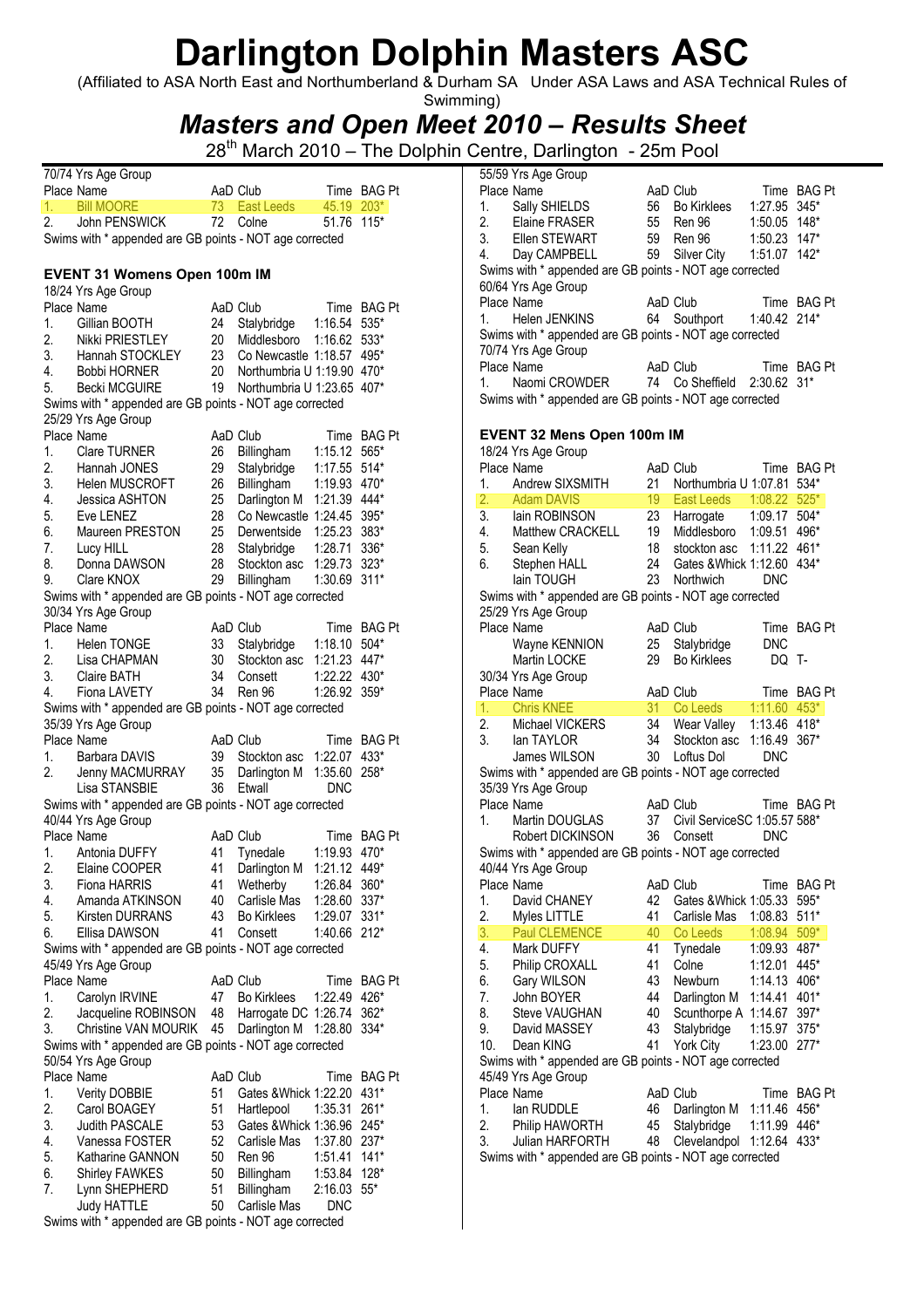# Darlington Dolphin Masters ASC

(Affiliated to ASA North East and Northumberland & Durham SA Under ASA Laws and ASA Technical Rules of Swimming)

## *Masters and Open Meet 2010 – Results Sheet*

28th March 2010 – The Dolphin Centre, Darlington - 25m Pool

70/74 Yrs Age Group

| Place | Name | AaD | Club | Time | BAG Pt |
|---|---|---|---|---|---|
| 1. | Bill MOORE | 73 | East Leeds | 45.19 | 203* |
| 2. | John PENSWICK | 72 | Colne | 51.76 | 115* |

Swims with * appended are GB points - NOT age corrected

### EVENT 31 Womens Open 100m IM

18/24 Yrs Age Group

| Place | Name | AaD | Club | Time | BAG Pt |
|---|---|---|---|---|---|
| 1. | Gillian BOOTH | 24 | Stalybridge | 1:16.54 | 535* |
| 2. | Nikki PRIESTLEY | 20 | Middlesboro | 1:16.62 | 533* |
| 3. | Hannah STOCKLEY | 23 | Co Newcastle | 1:18.57 | 495* |
| 4. | Bobbi HORNER | 20 | Northumbria U | 1:19.90 | 470* |
| 5. | Becki MCGUIRE | 19 | Northumbria U | 1:23.65 | 407* |

Swims with * appended are GB points - NOT age corrected

25/29 Yrs Age Group

| Place | Name | AaD | Club | Time | BAG Pt |
|---|---|---|---|---|---|
| 1. | Clare TURNER | 26 | Billingham | 1:15.12 | 565* |
| 2. | Hannah JONES | 29 | Stalybridge | 1:17.55 | 514* |
| 3. | Helen MUSCROFT | 26 | Billingham | 1:19.93 | 470* |
| 4. | Jessica ASHTON | 25 | Darlington M | 1:21.39 | 444* |
| 5. | Eve LENEZ | 28 | Co Newcastle | 1:24.45 | 395* |
| 6. | Maureen PRESTON | 25 | Derwentside | 1:25.23 | 383* |
| 7. | Lucy HILL | 28 | Stalybridge | 1:28.71 | 336* |
| 8. | Donna DAWSON | 28 | Stockton asc | 1:29.73 | 323* |
| 9. | Clare KNOX | 29 | Billingham | 1:30.69 | 311* |

Swims with * appended are GB points - NOT age corrected

30/34 Yrs Age Group

| Place | Name | AaD | Club | Time | BAG Pt |
|---|---|---|---|---|---|
| 1. | Helen TONGE | 33 | Stalybridge | 1:18.10 | 504* |
| 2. | Lisa CHAPMAN | 30 | Stockton asc | 1:21.23 | 447* |
| 3. | Claire BATH | 34 | Consett | 1:22.22 | 430* |
| 4. | Fiona LAVETY | 34 | Ren 96 | 1:26.92 | 359* |

Swims with * appended are GB points - NOT age corrected

35/39 Yrs Age Group

| Place | Name | AaD | Club | Time | BAG Pt |
|---|---|---|---|---|---|
| 1. | Barbara DAVIS | 39 | Stockton asc | 1:22.07 | 433* |
| 2. | Jenny MACMURRAY | 35 | Darlington M | 1:35.60 | 258* |
| | Lisa STANSBIE | 36 | Etwall | DNC | |

Swims with * appended are GB points - NOT age corrected

40/44 Yrs Age Group

| Place | Name | AaD | Club | Time | BAG Pt |
|---|---|---|---|---|---|
| 1. | Antonia DUFFY | 41 | Tynedale | 1:19.93 | 470* |
| 2. | Elaine COOPER | 41 | Darlington M | 1:21.12 | 449* |
| 3. | Fiona HARRIS | 41 | Wetherby | 1:26.84 | 360* |
| 4. | Amanda ATKINSON | 40 | Carlisle Mas | 1:28.60 | 337* |
| 5. | Kirsten DURRANS | 43 | Bo Kirklees | 1:29.07 | 331* |
| 6. | Ellisa DAWSON | 41 | Consett | 1:40.66 | 212* |

Swims with * appended are GB points - NOT age corrected

45/49 Yrs Age Group

| Place | Name | AaD | Club | Time | BAG Pt |
|---|---|---|---|---|---|
| 1. | Carolyn IRVINE | 47 | Bo Kirklees | 1:22.49 | 426* |
| 2. | Jacqueline ROBINSON | 48 | Harrogate DC | 1:26.74 | 362* |
| 3. | Christine VAN MOURIK | 45 | Darlington M | 1:28.80 | 334* |

Swims with * appended are GB points - NOT age corrected

50/54 Yrs Age Group

| Place | Name | AaD | Club | Time | BAG Pt |
|---|---|---|---|---|---|
| 1. | Verity DOBBIE | 51 | Gates &Whick | 1:22.20 | 431* |
| 2. | Carol BOAGEY | 51 | Hartlepool | 1:35.31 | 261* |
| 3. | Judith PASCALE | 53 | Gates &Whick | 1:36.96 | 245* |
| 4. | Vanessa FOSTER | 52 | Carlisle Mas | 1:37.80 | 237* |
| 5. | Katharine GANNON | 50 | Ren 96 | 1:51.41 | 141* |
| 6. | Shirley FAWKES | 50 | Billingham | 1:53.84 | 128* |
| 7. | Lynn SHEPHERD | 51 | Billingham | 2:16.03 | 55* |
| | Judy HATTLE | 50 | Carlisle Mas | DNC | |

Swims with * appended are GB points - NOT age corrected

55/59 Yrs Age Group

| Place | Name | AaD | Club | Time | BAG Pt |
|---|---|---|---|---|---|
| 1. | Sally SHIELDS | 56 | Bo Kirklees | 1:27.95 | 345* |
| 2. | Elaine FRASER | 55 | Ren 96 | 1:50.05 | 148* |
| 3. | Ellen STEWART | 59 | Ren 96 | 1:50.23 | 147* |
| 4. | Day CAMPBELL | 59 | Silver City | 1:51.07 | 142* |

Swims with * appended are GB points - NOT age corrected

60/64 Yrs Age Group

| Place | Name | AaD | Club | Time | BAG Pt |
|---|---|---|---|---|---|
| 1. | Helen JENKINS | 64 | Southport | 1:40.42 | 214* |

Swims with * appended are GB points - NOT age corrected

70/74 Yrs Age Group

| Place | Name | AaD | Club | Time | BAG Pt |
|---|---|---|---|---|---|
| 1. | Naomi CROWDER | 74 | Co Sheffield | 2:30.62 | 31* |

Swims with * appended are GB points - NOT age corrected

### EVENT 32 Mens Open 100m IM

18/24 Yrs Age Group

| Place | Name | AaD | Club | Time | BAG Pt |
|---|---|---|---|---|---|
| 1. | Andrew SIXSMITH | 21 | Northumbria U | 1:07.81 | 534* |
| 2. | Adam DAVIS | 19 | East Leeds | 1:08.22 | 525* |
| 3. | Iain ROBINSON | 23 | Harrogate | 1:09.17 | 504* |
| 4. | Matthew CRACKELL | 19 | Middlesboro | 1:09.51 | 496* |
| 5. | Sean Kelly | 18 | stockton asc | 1:11.22 | 461* |
| 6. | Stephen HALL | 24 | Gates &Whick | 1:12.60 | 434* |
| | Iain TOUGH | 23 | Northwich | DNC | |

Swims with * appended are GB points - NOT age corrected

25/29 Yrs Age Group

| Place | Name | AaD | Club | Time | BAG Pt |
|---|---|---|---|---|---|
| | Wayne KENNION | 25 | Stalybridge | DNC | |
| | Martin LOCKE | 29 | Bo Kirklees | DQ | T- |

30/34 Yrs Age Group

| Place | Name | AaD | Club | Time | BAG Pt |
|---|---|---|---|---|---|
| 1. | Chris KNEE | 31 | Co Leeds | 1:11.60 | 453* |
| 2. | Michael VICKERS | 34 | Wear Valley | 1:13.46 | 418* |
| 3. | Ian TAYLOR | 34 | Stockton asc | 1:16.49 | 367* |
| | James WILSON | 30 | Loftus Dol | DNC | |

Swims with * appended are GB points - NOT age corrected

35/39 Yrs Age Group

| Place | Name | AaD | Club | Time | BAG Pt |
|---|---|---|---|---|---|
| 1. | Martin DOUGLAS | 37 | Civil ServiceSC | 1:05.57 | 588* |
| | Robert DICKINSON | 36 | Consett | DNC | |

Swims with * appended are GB points - NOT age corrected

40/44 Yrs Age Group

| Place | Name | AaD | Club | Time | BAG Pt |
|---|---|---|---|---|---|
| 1. | David CHANEY | 42 | Gates &Whick | 1:05.33 | 595* |
| 2. | Myles LITTLE | 41 | Carlisle Mas | 1:08.83 | 511* |
| 3. | Paul CLEMENCE | 40 | Co Leeds | 1:08.94 | 509* |
| 4. | Mark DUFFY | 41 | Tynedale | 1:09.93 | 487* |
| 5. | Philip CROXALL | 41 | Colne | 1:12.01 | 445* |
| 6. | Gary WILSON | 43 | Newburn | 1:14.13 | 406* |
| 7. | John BOYER | 44 | Darlington M | 1:14.41 | 401* |
| 8. | Steve VAUGHAN | 40 | Scunthorpe A | 1:14.67 | 397* |
| 9. | David MASSEY | 43 | Stalybridge | 1:15.97 | 375* |
| 10. | Dean KING | 41 | York City | 1:23.00 | 277* |

Swims with * appended are GB points - NOT age corrected

45/49 Yrs Age Group

| Place | Name | AaD | Club | Time | BAG Pt |
|---|---|---|---|---|---|
| 1. | Ian RUDDLE | 46 | Darlington M | 1:11.46 | 456* |
| 2. | Philip HAWORTH | 45 | Stalybridge | 1:11.99 | 446* |
| 3. | Julian HARFORTH | 48 | Clevelandpol | 1:12.64 | 433* |

Swims with * appended are GB points - NOT age corrected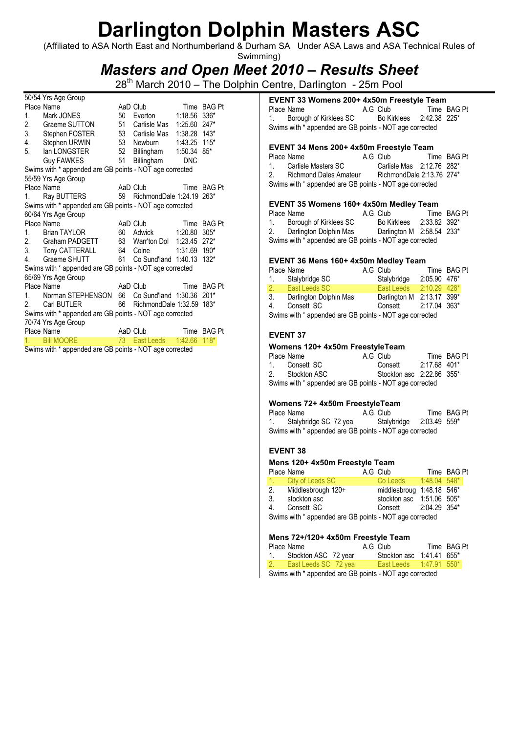# Darlington Dolphin Masters ASC

(Affiliated to ASA North East and Northumberland & Durham SA Under ASA Laws and ASA Technical Rules of Swimming)

## *Masters and Open Meet 2010 – Results Sheet*

28th March 2010 – The Dolphin Centre, Darlington - 25m Pool

50/54 Yrs Age Group

| Place | Name | AaD | Club | Time | BAG Pt |
|---|---|---|---|---|---|
| 1. | Mark JONES | 50 | Everton | 1:18.56 | 336* |
| 2. | Graeme SUTTON | 51 | Carlisle Mas | 1:25.60 | 247* |
| 3. | Stephen FOSTER | 53 | Carlisle Mas | 1:38.28 | 143* |
| 4. | Stephen URWIN | 53 | Newburn | 1:43.25 | 115* |
| 5. | Ian LONGSTER | 52 | Billingham | 1:50.34 | 85* |
| | Guy FAWKES | 51 | Billingham | DNC | |

Swims with * appended are GB points - NOT age corrected

55/59 Yrs Age Group

| Place | Name | AaD | Club | Time | BAG Pt |
|---|---|---|---|---|---|
| 1. | Ray BUTTERS | 59 | RichmondDale | 1:24.19 | 263* |

Swims with * appended are GB points - NOT age corrected

60/64 Yrs Age Group

| Place | Name | AaD | Club | Time | BAG Pt |
|---|---|---|---|---|---|
| 1. | Brian TAYLOR | 60 | Adwick | 1:20.80 | 305* |
| 2. | Graham PADGETT | 63 | Warr'ton Dol | 1:23.45 | 272* |
| 3. | Tony CATTERALL | 64 | Colne | 1:31.69 | 190* |
| 4. | Graeme SHUTT | 61 | Co Sund'land | 1:40.13 | 132* |

Swims with * appended are GB points - NOT age corrected

65/69 Yrs Age Group

| Place | Name | AaD | Club | Time | BAG Pt |
|---|---|---|---|---|---|
| 1. | Norman STEPHENSON | 66 | Co Sund'land | 1:30.36 | 201* |
| 2. | Carl BUTLER | 66 | RichmondDale | 1:32.59 | 183* |

Swims with * appended are GB points - NOT age corrected

70/74 Yrs Age Group

| Place | Name | AaD | Club | Time | BAG Pt |
|---|---|---|---|---|---|
| 1. | Bill MOORE | 73 | East Leeds | 1:42.66 | 118* |

Swims with * appended are GB points - NOT age corrected

### EVENT 33 Womens 200+ 4x50m Freestyle Team

| Place | Name | A.G | Club | Time | BAG Pt |
|---|---|---|---|---|---|
| 1. | Borough of Kirklees SC | | Bo Kirklees | 2:42.38 | 225* |

Swims with * appended are GB points - NOT age corrected

### EVENT 34 Mens 200+ 4x50m Freestyle Team

| Place | Name | A.G | Club | Time | BAG Pt |
|---|---|---|---|---|---|
| 1. | Carlisle Masters SC | | Carlisle Mas | 2:12.76 | 282* |
| 2. | Richmond Dales Amateur | | RichmondDale | 2:13.76 | 274* |

Swims with * appended are GB points - NOT age corrected

### EVENT 35 Womens 160+ 4x50m Medley Team

| Place | Name | A.G | Club | Time | BAG Pt |
|---|---|---|---|---|---|
| 1. | Borough of Kirklees SC | | Bo Kirklees | 2:33.82 | 392* |
| 2. | Darlington Dolphin Mas | | Darlington M | 2:58.54 | 233* |

Swims with * appended are GB points - NOT age corrected

### EVENT 36 Mens 160+ 4x50m Medley Team

| Place | Name | A.G | Club | Time | BAG Pt |
|---|---|---|---|---|---|
| 1. | Stalybridge SC | | Stalybridge | 2:05.90 | 476* |
| 2. | East Leeds SC | | East Leeds | 2:10.29 | 428* |
| 3. | Darlington Dolphin Mas | | Darlington M | 2:13.17 | 399* |
| 4. | Consett SC | | Consett | 2:17.04 | 363* |

Swims with * appended are GB points - NOT age corrected

### EVENT 37

#### Womens 120+ 4x50m FreestyleTeam

| Place | Name | A.G | Club | Time | BAG Pt |
|---|---|---|---|---|---|
| 1. | Consett SC | | Consett | 2:17.68 | 401* |
| 2. | Stockton ASC | | Stockton asc | 2:22.86 | 355* |

Swims with * appended are GB points - NOT age corrected

#### Womens 72+ 4x50m FreestyleTeam

| Place | Name | A.G | Club | Time | BAG Pt |
|---|---|---|---|---|---|
| 1. | Stalybridge SC 72 yea | | Stalybridge | 2:03.49 | 559* |

Swims with * appended are GB points - NOT age corrected

### EVENT 38

#### Mens 120+ 4x50m Freestyle Team

| Place | Name | A.G | Club | Time | BAG Pt |
|---|---|---|---|---|---|
| 1. | City of Leeds SC | | Co Leeds | 1:48.04 | 548* |
| 2. | Middlesbrough 120+ | | middlesbroug | 1:48.18 | 546* |
| 3. | stockton asc | | stockton asc | 1:51.06 | 505* |
| 4. | Consett SC | | Consett | 2:04.29 | 354* |

Swims with * appended are GB points - NOT age corrected

#### Mens 72+/120+ 4x50m Freestyle Team

| Place | Name | A.G | Club | Time | BAG Pt |
|---|---|---|---|---|---|
| 1. | Stockton ASC 72 year | | Stockton asc | 1:41.41 | 655* |
| 2. | East Leeds SC 72 yea | | East Leeds | 1:47.91 | 550* |

Swims with * appended are GB points - NOT age corrected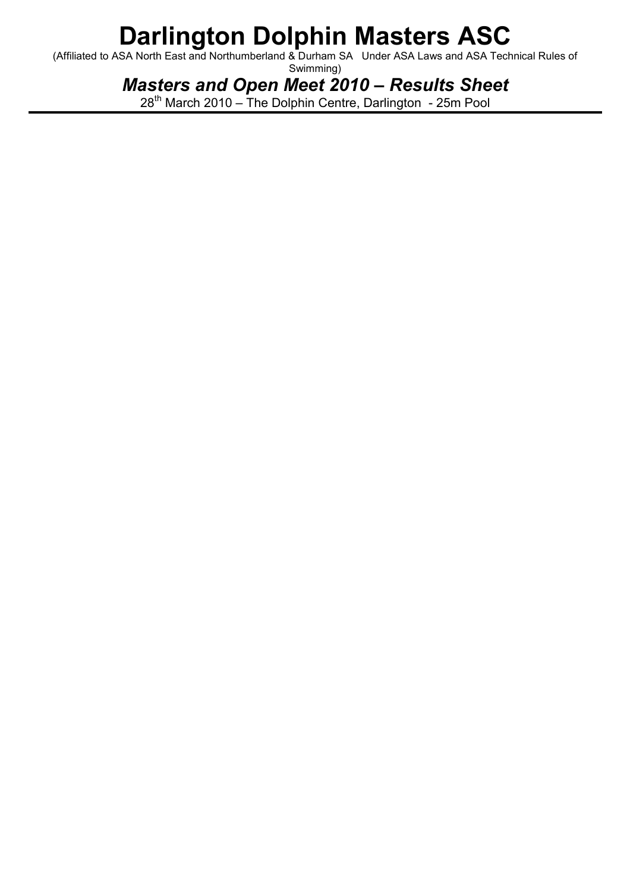# Darlington Dolphin Masters ASC

(Affiliated to ASA North East and Northumberland & Durham SA Under ASA Laws and ASA Technical Rules of Swimming)

## *Masters and Open Meet 2010 – Results Sheet*

28th March 2010 – The Dolphin Centre, Darlington - 25m Pool